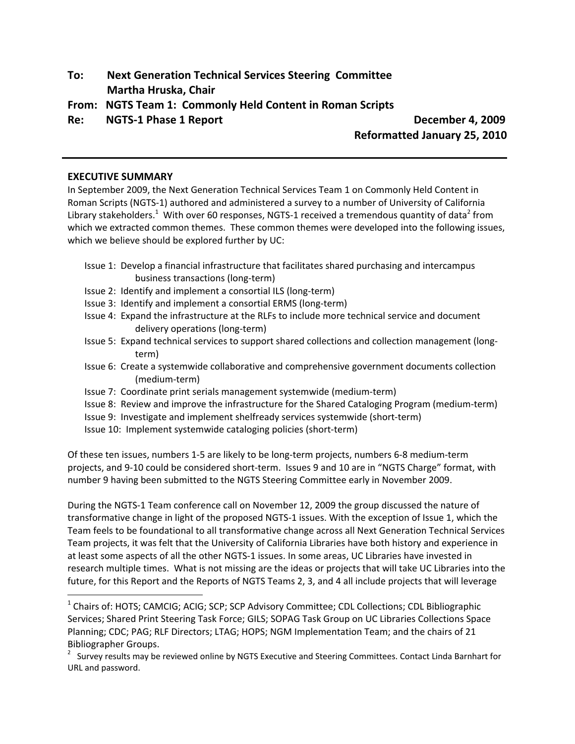**To: Next Generation Technical Services Steering Committee**
**Martha Hruska, Chair**

**From: NGTS Team 1: Commonly Held Content in Roman Scripts**

**Re: NGTS-1 Phase 1 Report**

**December 4, 2009**
**Reformatted January 25, 2010**

---

**EXECUTIVE SUMMARY**

In September 2009, the Next Generation Technical Services Team 1 on Commonly Held Content in Roman Scripts (NGTS-1) authored and administered a survey to a number of University of California Library stakeholders.[1] With over 60 responses, NGTS-1 received a tremendous quantity of data[2] from which we extracted common themes. These common themes were developed into the following issues, which we believe should be explored further by UC:

- Issue 1: Develop a financial infrastructure that facilitates shared purchasing and intercampus business transactions (long-term)
- Issue 2: Identify and implement a consortial ILS (long-term)
- Issue 3: Identify and implement a consortial ERMS (long-term)
- Issue 4: Expand the infrastructure at the RLFs to include more technical service and document delivery operations (long-term)
- Issue 5: Expand technical services to support shared collections and collection management (long-term)
- Issue 6: Create a systemwide collaborative and comprehensive government documents collection (medium-term)
- Issue 7: Coordinate print serials management systemwide (medium-term)
- Issue 8: Review and improve the infrastructure for the Shared Cataloging Program (medium-term)
- Issue 9: Investigate and implement shelfready services systemwide (short-term)
- Issue 10: Implement systemwide cataloging policies (short-term)

Of these ten issues, numbers 1-5 are likely to be long-term projects, numbers 6-8 medium-term projects, and 9-10 could be considered short-term. Issues 9 and 10 are in "NGTS Charge" format, with number 9 having been submitted to the NGTS Steering Committee early in November 2009.

During the NGTS-1 Team conference call on November 12, 2009 the group discussed the nature of transformative change in light of the proposed NGTS-1 issues. With the exception of Issue 1, which the Team feels to be foundational to all transformative change across all Next Generation Technical Services Team projects, it was felt that the University of California Libraries have both history and experience in at least some aspects of all the other NGTS-1 issues. In some areas, UC Libraries have invested in research multiple times. What is not missing are the ideas or projects that will take UC Libraries into the future, for this Report and the Reports of NGTS Teams 2, 3, and 4 all include projects that will leverage

---

[1] Chairs of: HOTS; CAMCIG; ACIG; SCP; SCP Advisory Committee; CDL Collections; CDL Bibliographic Services; Shared Print Steering Task Force; GILS; SOPAG Task Group on UC Libraries Collections Space Planning; CDC; PAG; RLF Directors; LTAG; HOPS; NGM Implementation Team; and the chairs of 21 Bibliographer Groups.

[2] Survey results may be reviewed online by NGTS Executive and Steering Committees. Contact Linda Barnhart for URL and password.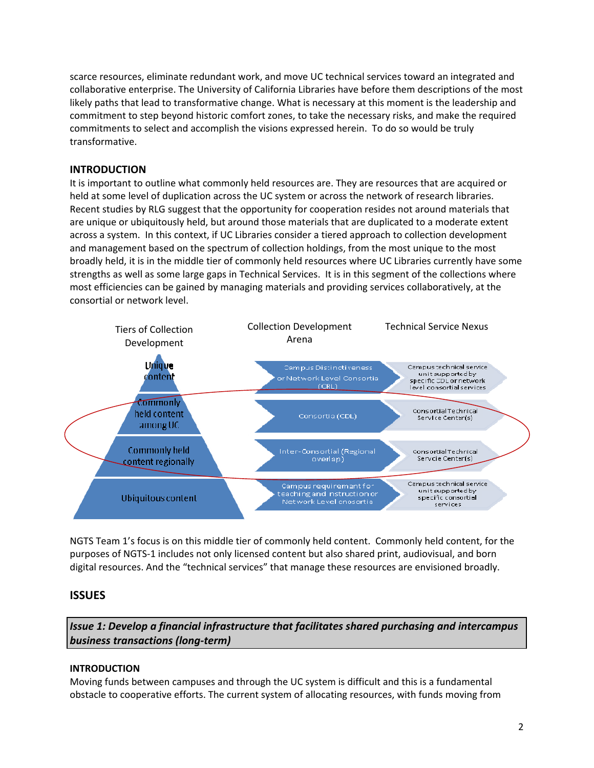scarce resources, eliminate redundant work, and move UC technical services toward an integrated and collaborative enterprise. The University of California Libraries have before them descriptions of the most likely paths that lead to transformative change. What is necessary at this moment is the leadership and commitment to step beyond historic comfort zones, to take the necessary risks, and make the required commitments to select and accomplish the visions expressed herein. To do so would be truly transformative.

## INTRODUCTION

It is important to outline what commonly held resources are. They are resources that are acquired or held at some level of duplication across the UC system or across the network of research libraries. Recent studies by RLG suggest that the opportunity for cooperation resides not around materials that are unique or ubiquitously held, but around those materials that are duplicated to a moderate extent across a system. In this context, if UC Libraries consider a tiered approach to collection development and management based on the spectrum of collection holdings, from the most unique to the most broadly held, it is in the middle tier of commonly held resources where UC Libraries currently have some strengths as well as some large gaps in Technical Services. It is in this segment of the collections where most efficiencies can be gained by managing materials and providing services collaboratively, at the consortial or network level.

| Tiers of Collection Development | Collection Development Arena | Technical Service Nexus |
|---|---|---|
| Unique content | Campus Distinctiveness or Network Level Consortia (CRL) | Campus technical service unit supported by specific CDL or network level consortial services |
| Commonly held content among UC | Consortia (CDL) | Consortial Technical Service Center(s) |
| Commonly held content regionally | Inter-Consortial (Regional overlap) | Consortial Technical Servcie Center(s) |
| Ubiquitous content | Campus requiremant for teaching and instruction or Network Level cnosortia | Campus technical service unit supported by specific consortial services |

NGTS Team 1's focus is on this middle tier of commonly held content. Commonly held content, for the purposes of NGTS-1 includes not only licensed content but also shared print, audiovisual, and born digital resources. And the "technical services" that manage these resources are envisioned broadly.

## ISSUES

### *Issue 1: Develop a financial infrastructure that facilitates shared purchasing and intercampus business transactions (long-term)*

#### INTRODUCTION

Moving funds between campuses and through the UC system is difficult and this is a fundamental obstacle to cooperative efforts. The current system of allocating resources, with funds moving from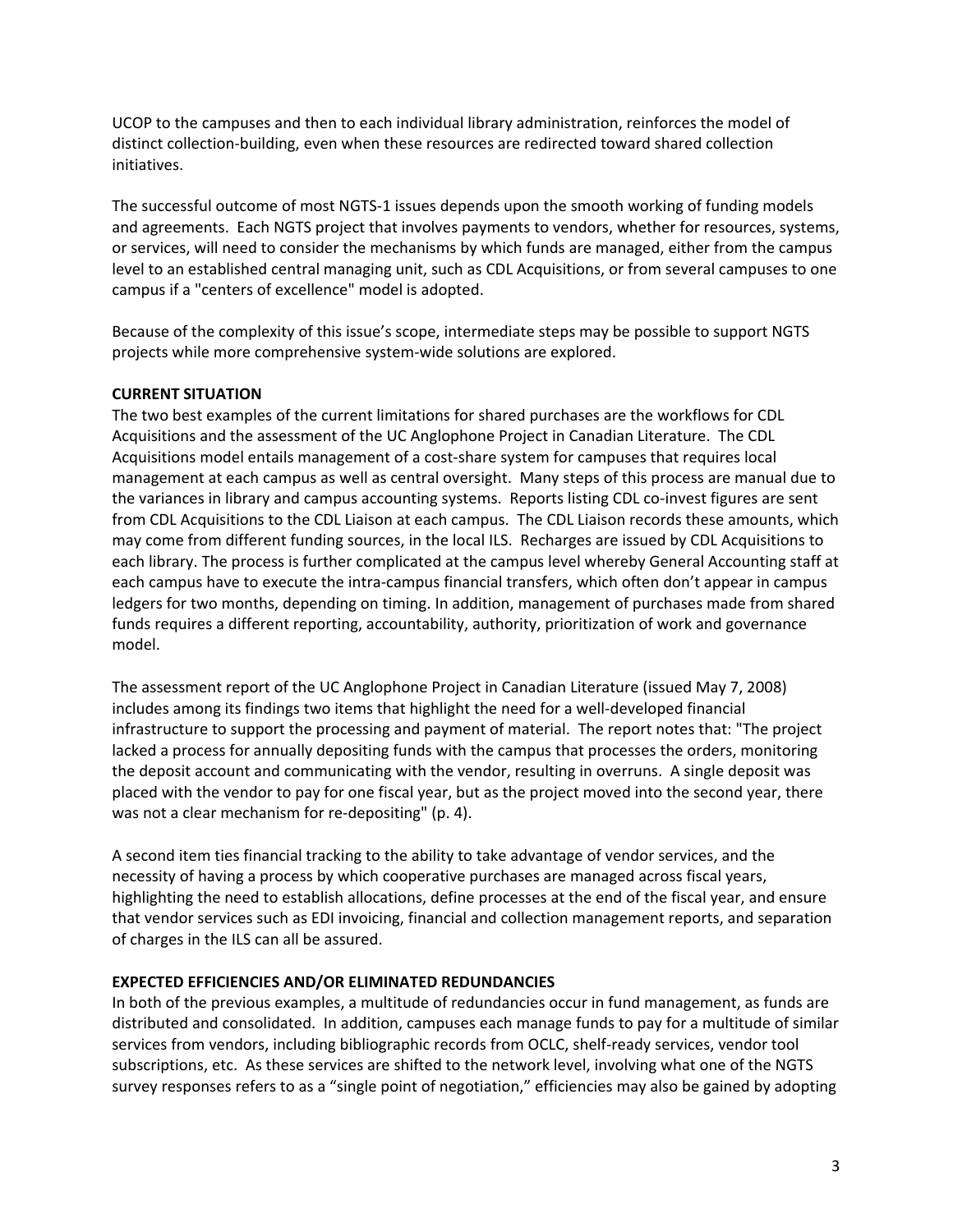UCOP to the campuses and then to each individual library administration, reinforces the model of distinct collection-building, even when these resources are redirected toward shared collection initiatives.

The successful outcome of most NGTS-1 issues depends upon the smooth working of funding models and agreements. Each NGTS project that involves payments to vendors, whether for resources, systems, or services, will need to consider the mechanisms by which funds are managed, either from the campus level to an established central managing unit, such as CDL Acquisitions, or from several campuses to one campus if a "centers of excellence" model is adopted.

Because of the complexity of this issue's scope, intermediate steps may be possible to support NGTS projects while more comprehensive system-wide solutions are explored.

**CURRENT SITUATION**

The two best examples of the current limitations for shared purchases are the workflows for CDL Acquisitions and the assessment of the UC Anglophone Project in Canadian Literature. The CDL Acquisitions model entails management of a cost-share system for campuses that requires local management at each campus as well as central oversight. Many steps of this process are manual due to the variances in library and campus accounting systems. Reports listing CDL co-invest figures are sent from CDL Acquisitions to the CDL Liaison at each campus. The CDL Liaison records these amounts, which may come from different funding sources, in the local ILS. Recharges are issued by CDL Acquisitions to each library. The process is further complicated at the campus level whereby General Accounting staff at each campus have to execute the intra-campus financial transfers, which often don't appear in campus ledgers for two months, depending on timing. In addition, management of purchases made from shared funds requires a different reporting, accountability, authority, prioritization of work and governance model.

The assessment report of the UC Anglophone Project in Canadian Literature (issued May 7, 2008) includes among its findings two items that highlight the need for a well-developed financial infrastructure to support the processing and payment of material. The report notes that: "The project lacked a process for annually depositing funds with the campus that processes the orders, monitoring the deposit account and communicating with the vendor, resulting in overruns. A single deposit was placed with the vendor to pay for one fiscal year, but as the project moved into the second year, there was not a clear mechanism for re-depositing" (p. 4).

A second item ties financial tracking to the ability to take advantage of vendor services, and the necessity of having a process by which cooperative purchases are managed across fiscal years, highlighting the need to establish allocations, define processes at the end of the fiscal year, and ensure that vendor services such as EDI invoicing, financial and collection management reports, and separation of charges in the ILS can all be assured.

**EXPECTED EFFICIENCIES AND/OR ELIMINATED REDUNDANCIES**

In both of the previous examples, a multitude of redundancies occur in fund management, as funds are distributed and consolidated. In addition, campuses each manage funds to pay for a multitude of similar services from vendors, including bibliographic records from OCLC, shelf-ready services, vendor tool subscriptions, etc. As these services are shifted to the network level, involving what one of the NGTS survey responses refers to as a "single point of negotiation," efficiencies may also be gained by adopting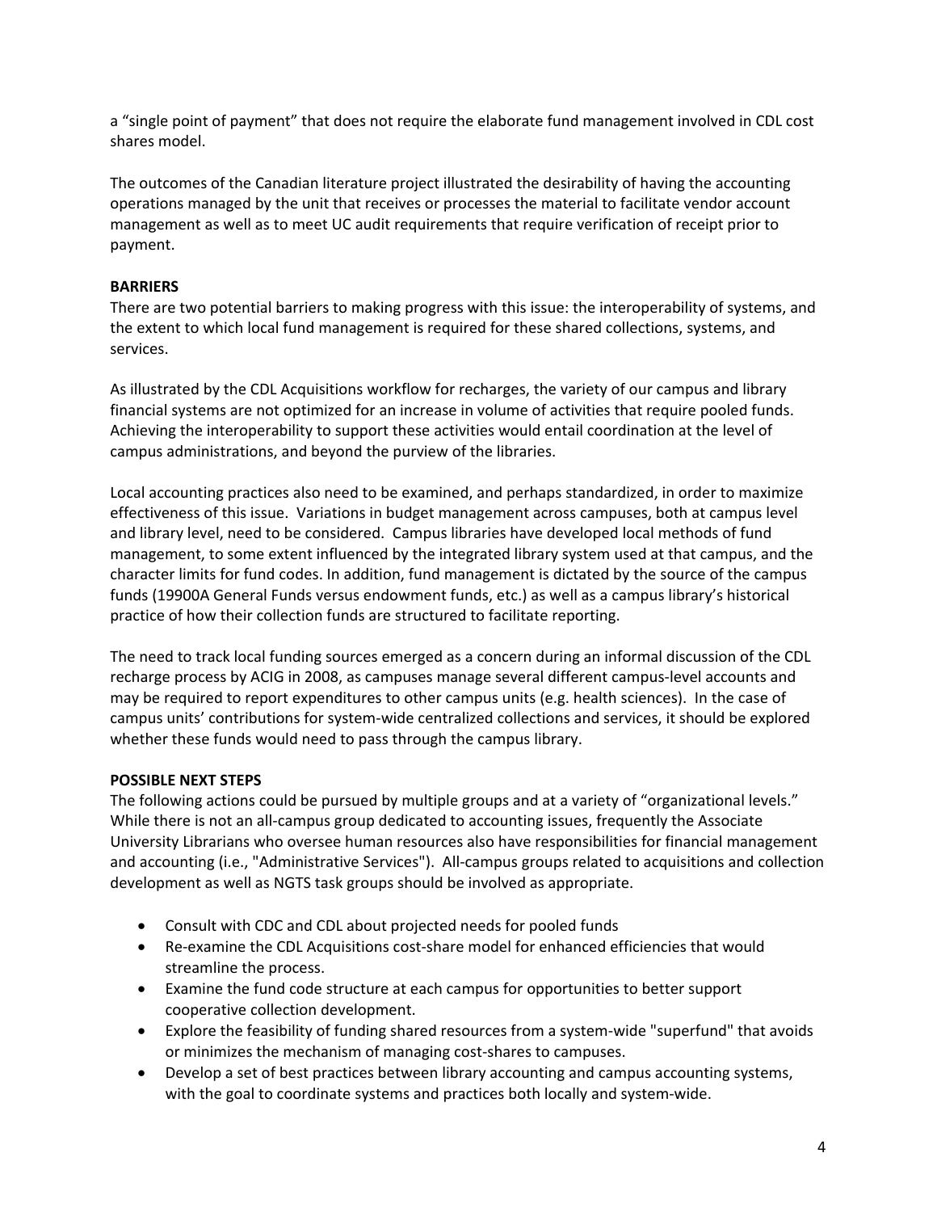a "single point of payment" that does not require the elaborate fund management involved in CDL cost shares model.

The outcomes of the Canadian literature project illustrated the desirability of having the accounting operations managed by the unit that receives or processes the material to facilitate vendor account management as well as to meet UC audit requirements that require verification of receipt prior to payment.

**BARRIERS**

There are two potential barriers to making progress with this issue: the interoperability of systems, and the extent to which local fund management is required for these shared collections, systems, and services.

As illustrated by the CDL Acquisitions workflow for recharges, the variety of our campus and library financial systems are not optimized for an increase in volume of activities that require pooled funds. Achieving the interoperability to support these activities would entail coordination at the level of campus administrations, and beyond the purview of the libraries.

Local accounting practices also need to be examined, and perhaps standardized, in order to maximize effectiveness of this issue. Variations in budget management across campuses, both at campus level and library level, need to be considered. Campus libraries have developed local methods of fund management, to some extent influenced by the integrated library system used at that campus, and the character limits for fund codes. In addition, fund management is dictated by the source of the campus funds (19900A General Funds versus endowment funds, etc.) as well as a campus library's historical practice of how their collection funds are structured to facilitate reporting.

The need to track local funding sources emerged as a concern during an informal discussion of the CDL recharge process by ACIG in 2008, as campuses manage several different campus-level accounts and may be required to report expenditures to other campus units (e.g. health sciences). In the case of campus units' contributions for system-wide centralized collections and services, it should be explored whether these funds would need to pass through the campus library.

**POSSIBLE NEXT STEPS**

The following actions could be pursued by multiple groups and at a variety of "organizational levels." While there is not an all-campus group dedicated to accounting issues, frequently the Associate University Librarians who oversee human resources also have responsibilities for financial management and accounting (i.e., "Administrative Services"). All-campus groups related to acquisitions and collection development as well as NGTS task groups should be involved as appropriate.

- Consult with CDC and CDL about projected needs for pooled funds
- Re-examine the CDL Acquisitions cost-share model for enhanced efficiencies that would streamline the process.
- Examine the fund code structure at each campus for opportunities to better support cooperative collection development.
- Explore the feasibility of funding shared resources from a system-wide "superfund" that avoids or minimizes the mechanism of managing cost-shares to campuses.
- Develop a set of best practices between library accounting and campus accounting systems, with the goal to coordinate systems and practices both locally and system-wide.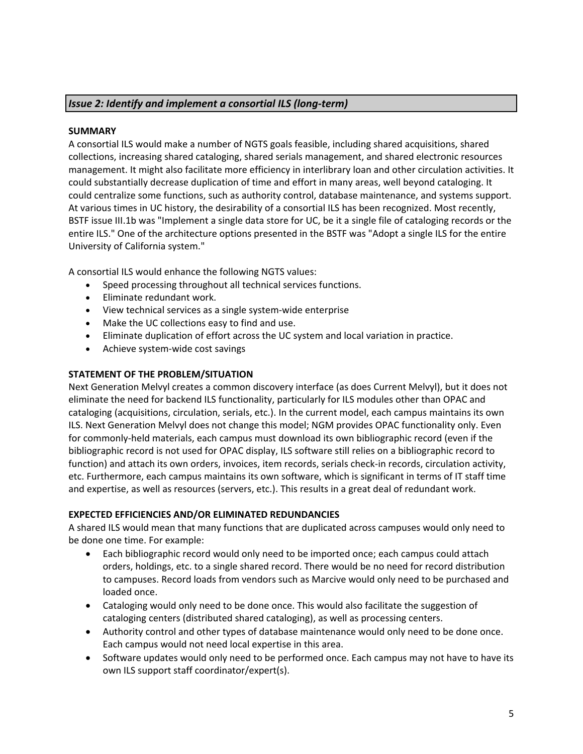## *Issue 2: Identify and implement a consortial ILS (long-term)*

**SUMMARY**

A consortial ILS would make a number of NGTS goals feasible, including shared acquisitions, shared collections, increasing shared cataloging, shared serials management, and shared electronic resources management. It might also facilitate more efficiency in interlibrary loan and other circulation activities. It could substantially decrease duplication of time and effort in many areas, well beyond cataloging. It could centralize some functions, such as authority control, database maintenance, and systems support. At various times in UC history, the desirability of a consortial ILS has been recognized. Most recently, BSTF issue III.1b was "Implement a single data store for UC, be it a single file of cataloging records or the entire ILS." One of the architecture options presented in the BSTF was "Adopt a single ILS for the entire University of California system."

A consortial ILS would enhance the following NGTS values:

- Speed processing throughout all technical services functions.
- Eliminate redundant work.
- View technical services as a single system-wide enterprise
- Make the UC collections easy to find and use.
- Eliminate duplication of effort across the UC system and local variation in practice.
- Achieve system-wide cost savings

**STATEMENT OF THE PROBLEM/SITUATION**

Next Generation Melvyl creates a common discovery interface (as does Current Melvyl), but it does not eliminate the need for backend ILS functionality, particularly for ILS modules other than OPAC and cataloging (acquisitions, circulation, serials, etc.). In the current model, each campus maintains its own ILS. Next Generation Melvyl does not change this model; NGM provides OPAC functionality only. Even for commonly-held materials, each campus must download its own bibliographic record (even if the bibliographic record is not used for OPAC display, ILS software still relies on a bibliographic record to function) and attach its own orders, invoices, item records, serials check-in records, circulation activity, etc. Furthermore, each campus maintains its own software, which is significant in terms of IT staff time and expertise, as well as resources (servers, etc.). This results in a great deal of redundant work.

**EXPECTED EFFICIENCIES AND/OR ELIMINATED REDUNDANCIES**

A shared ILS would mean that many functions that are duplicated across campuses would only need to be done one time. For example:

- Each bibliographic record would only need to be imported once; each campus could attach orders, holdings, etc. to a single shared record. There would be no need for record distribution to campuses. Record loads from vendors such as Marcive would only need to be purchased and loaded once.
- Cataloging would only need to be done once. This would also facilitate the suggestion of cataloging centers (distributed shared cataloging), as well as processing centers.
- Authority control and other types of database maintenance would only need to be done once. Each campus would not need local expertise in this area.
- Software updates would only need to be performed once. Each campus may not have to have its own ILS support staff coordinator/expert(s).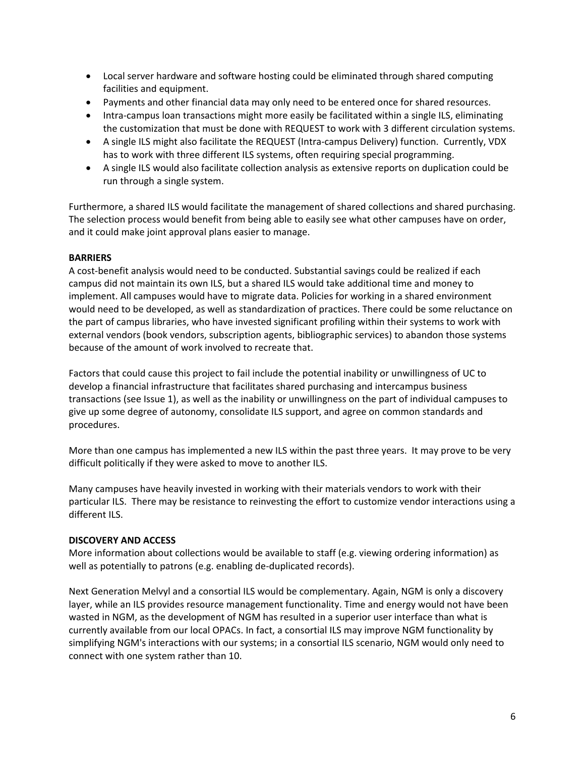- Local server hardware and software hosting could be eliminated through shared computing facilities and equipment.
- Payments and other financial data may only need to be entered once for shared resources.
- Intra-campus loan transactions might more easily be facilitated within a single ILS, eliminating the customization that must be done with REQUEST to work with 3 different circulation systems.
- A single ILS might also facilitate the REQUEST (Intra-campus Delivery) function. Currently, VDX has to work with three different ILS systems, often requiring special programming.
- A single ILS would also facilitate collection analysis as extensive reports on duplication could be run through a single system.

Furthermore, a shared ILS would facilitate the management of shared collections and shared purchasing. The selection process would benefit from being able to easily see what other campuses have on order, and it could make joint approval plans easier to manage.

**BARRIERS**

A cost-benefit analysis would need to be conducted. Substantial savings could be realized if each campus did not maintain its own ILS, but a shared ILS would take additional time and money to implement. All campuses would have to migrate data. Policies for working in a shared environment would need to be developed, as well as standardization of practices. There could be some reluctance on the part of campus libraries, who have invested significant profiling within their systems to work with external vendors (book vendors, subscription agents, bibliographic services) to abandon those systems because of the amount of work involved to recreate that.

Factors that could cause this project to fail include the potential inability or unwillingness of UC to develop a financial infrastructure that facilitates shared purchasing and intercampus business transactions (see Issue 1), as well as the inability or unwillingness on the part of individual campuses to give up some degree of autonomy, consolidate ILS support, and agree on common standards and procedures.

More than one campus has implemented a new ILS within the past three years. It may prove to be very difficult politically if they were asked to move to another ILS.

Many campuses have heavily invested in working with their materials vendors to work with their particular ILS. There may be resistance to reinvesting the effort to customize vendor interactions using a different ILS.

**DISCOVERY AND ACCESS**

More information about collections would be available to staff (e.g. viewing ordering information) as well as potentially to patrons (e.g. enabling de-duplicated records).

Next Generation Melvyl and a consortial ILS would be complementary. Again, NGM is only a discovery layer, while an ILS provides resource management functionality. Time and energy would not have been wasted in NGM, as the development of NGM has resulted in a superior user interface than what is currently available from our local OPACs. In fact, a consortial ILS may improve NGM functionality by simplifying NGM's interactions with our systems; in a consortial ILS scenario, NGM would only need to connect with one system rather than 10.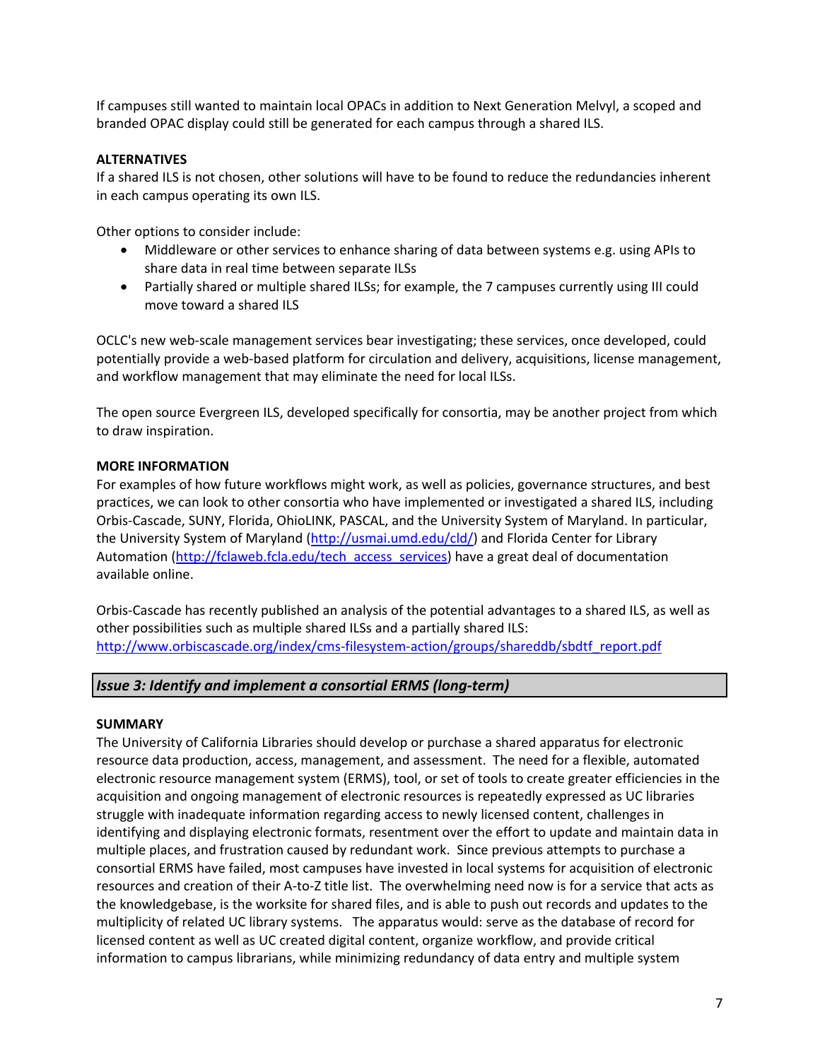If campuses still wanted to maintain local OPACs in addition to Next Generation Melvyl, a scoped and branded OPAC display could still be generated for each campus through a shared ILS.

**ALTERNATIVES**

If a shared ILS is not chosen, other solutions will have to be found to reduce the redundancies inherent in each campus operating its own ILS.

Other options to consider include:

- Middleware or other services to enhance sharing of data between systems e.g. using APIs to share data in real time between separate ILSs
- Partially shared or multiple shared ILSs; for example, the 7 campuses currently using III could move toward a shared ILS

OCLC's new web-scale management services bear investigating; these services, once developed, could potentially provide a web-based platform for circulation and delivery, acquisitions, license management, and workflow management that may eliminate the need for local ILSs.

The open source Evergreen ILS, developed specifically for consortia, may be another project from which to draw inspiration.

**MORE INFORMATION**

For examples of how future workflows might work, as well as policies, governance structures, and best practices, we can look to other consortia who have implemented or investigated a shared ILS, including Orbis-Cascade, SUNY, Florida, OhioLINK, PASCAL, and the University System of Maryland. In particular, the University System of Maryland (http://usmai.umd.edu/cld/) and Florida Center for Library Automation (http://fclaweb.fcla.edu/tech_access_services) have a great deal of documentation available online.

Orbis-Cascade has recently published an analysis of the potential advantages to a shared ILS, as well as other possibilities such as multiple shared ILSs and a partially shared ILS: http://www.orbiscascade.org/index/cms-filesystem-action/groups/shareddb/sbdtf_report.pdf

## *Issue 3: Identify and implement a consortial ERMS (long-term)*

**SUMMARY**

The University of California Libraries should develop or purchase a shared apparatus for electronic resource data production, access, management, and assessment. The need for a flexible, automated electronic resource management system (ERMS), tool, or set of tools to create greater efficiencies in the acquisition and ongoing management of electronic resources is repeatedly expressed as UC libraries struggle with inadequate information regarding access to newly licensed content, challenges in identifying and displaying electronic formats, resentment over the effort to update and maintain data in multiple places, and frustration caused by redundant work. Since previous attempts to purchase a consortial ERMS have failed, most campuses have invested in local systems for acquisition of electronic resources and creation of their A-to-Z title list. The overwhelming need now is for a service that acts as the knowledgebase, is the worksite for shared files, and is able to push out records and updates to the multiplicity of related UC library systems. The apparatus would: serve as the database of record for licensed content as well as UC created digital content, organize workflow, and provide critical information to campus librarians, while minimizing redundancy of data entry and multiple system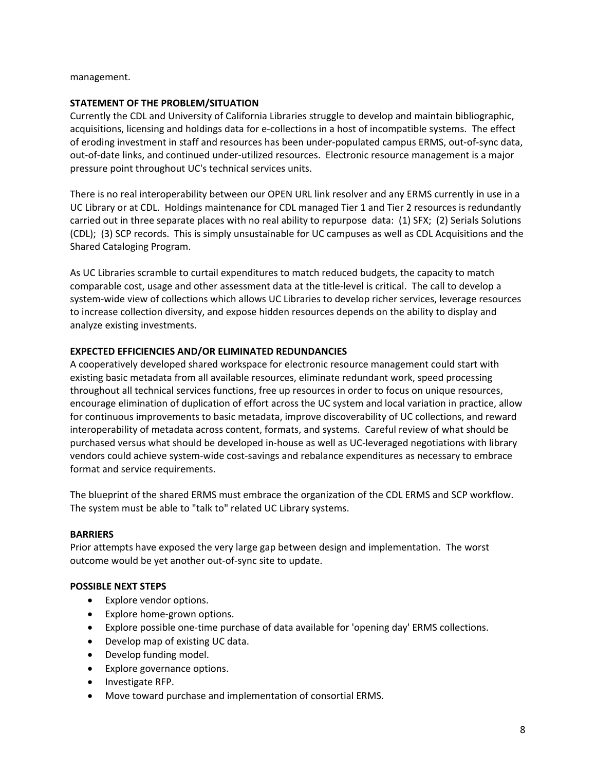management.

**STATEMENT OF THE PROBLEM/SITUATION**

Currently the CDL and University of California Libraries struggle to develop and maintain bibliographic, acquisitions, licensing and holdings data for e-collections in a host of incompatible systems. The effect of eroding investment in staff and resources has been under-populated campus ERMS, out-of-sync data, out-of-date links, and continued under-utilized resources. Electronic resource management is a major pressure point throughout UC's technical services units.

There is no real interoperability between our OPEN URL link resolver and any ERMS currently in use in a UC Library or at CDL. Holdings maintenance for CDL managed Tier 1 and Tier 2 resources is redundantly carried out in three separate places with no real ability to repurpose data: (1) SFX; (2) Serials Solutions (CDL); (3) SCP records. This is simply unsustainable for UC campuses as well as CDL Acquisitions and the Shared Cataloging Program.

As UC Libraries scramble to curtail expenditures to match reduced budgets, the capacity to match comparable cost, usage and other assessment data at the title-level is critical. The call to develop a system-wide view of collections which allows UC Libraries to develop richer services, leverage resources to increase collection diversity, and expose hidden resources depends on the ability to display and analyze existing investments.

**EXPECTED EFFICIENCIES AND/OR ELIMINATED REDUNDANCIES**

A cooperatively developed shared workspace for electronic resource management could start with existing basic metadata from all available resources, eliminate redundant work, speed processing throughout all technical services functions, free up resources in order to focus on unique resources, encourage elimination of duplication of effort across the UC system and local variation in practice, allow for continuous improvements to basic metadata, improve discoverability of UC collections, and reward interoperability of metadata across content, formats, and systems. Careful review of what should be purchased versus what should be developed in-house as well as UC-leveraged negotiations with library vendors could achieve system-wide cost-savings and rebalance expenditures as necessary to embrace format and service requirements.

The blueprint of the shared ERMS must embrace the organization of the CDL ERMS and SCP workflow. The system must be able to "talk to" related UC Library systems.

**BARRIERS**

Prior attempts have exposed the very large gap between design and implementation. The worst outcome would be yet another out-of-sync site to update.

**POSSIBLE NEXT STEPS**

- Explore vendor options.
- Explore home-grown options.
- Explore possible one-time purchase of data available for 'opening day' ERMS collections.
- Develop map of existing UC data.
- Develop funding model.
- Explore governance options.
- Investigate RFP.
- Move toward purchase and implementation of consortial ERMS.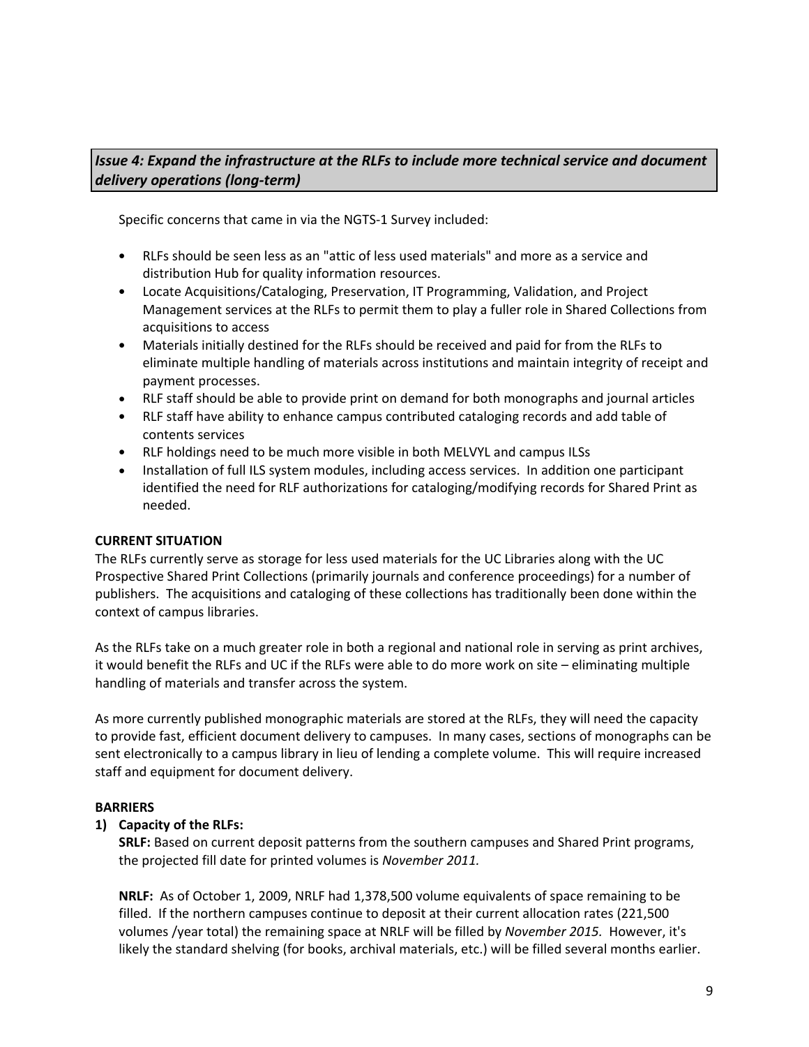## *Issue 4: Expand the infrastructure at the RLFs to include more technical service and document delivery operations (long-term)*

Specific concerns that came in via the NGTS-1 Survey included:

- RLFs should be seen less as an "attic of less used materials" and more as a service and distribution Hub for quality information resources.
- Locate Acquisitions/Cataloging, Preservation, IT Programming, Validation, and Project Management services at the RLFs to permit them to play a fuller role in Shared Collections from acquisitions to access
- Materials initially destined for the RLFs should be received and paid for from the RLFs to eliminate multiple handling of materials across institutions and maintain integrity of receipt and payment processes.
- RLF staff should be able to provide print on demand for both monographs and journal articles
- RLF staff have ability to enhance campus contributed cataloging records and add table of contents services
- RLF holdings need to be much more visible in both MELVYL and campus ILSs
- Installation of full ILS system modules, including access services. In addition one participant identified the need for RLF authorizations for cataloging/modifying records for Shared Print as needed.

**CURRENT SITUATION**

The RLFs currently serve as storage for less used materials for the UC Libraries along with the UC Prospective Shared Print Collections (primarily journals and conference proceedings) for a number of publishers. The acquisitions and cataloging of these collections has traditionally been done within the context of campus libraries.

As the RLFs take on a much greater role in both a regional and national role in serving as print archives, it would benefit the RLFs and UC if the RLFs were able to do more work on site – eliminating multiple handling of materials and transfer across the system.

As more currently published monographic materials are stored at the RLFs, they will need the capacity to provide fast, efficient document delivery to campuses. In many cases, sections of monographs can be sent electronically to a campus library in lieu of lending a complete volume. This will require increased staff and equipment for document delivery.

**BARRIERS**

1) **Capacity of the RLFs:**

   **SRLF:** Based on current deposit patterns from the southern campuses and Shared Print programs, the projected fill date for printed volumes is *November 2011.*

   **NRLF:** As of October 1, 2009, NRLF had 1,378,500 volume equivalents of space remaining to be filled. If the northern campuses continue to deposit at their current allocation rates (221,500 volumes /year total) the remaining space at NRLF will be filled by *November 2015.* However, it's likely the standard shelving (for books, archival materials, etc.) will be filled several months earlier.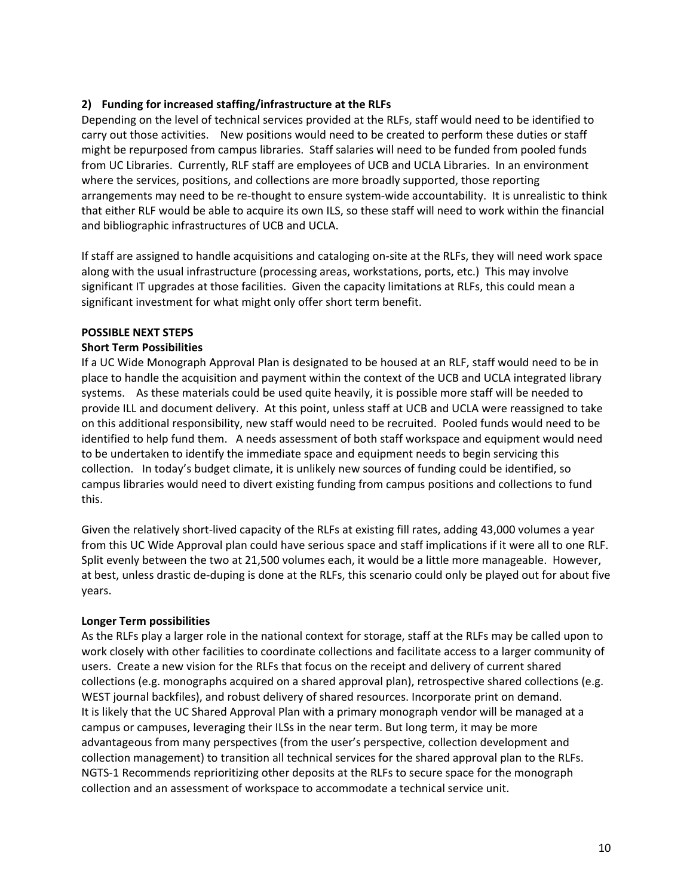### 2) Funding for increased staffing/infrastructure at the RLFs

Depending on the level of technical services provided at the RLFs, staff would need to be identified to carry out those activities. New positions would need to be created to perform these duties or staff might be repurposed from campus libraries. Staff salaries will need to be funded from pooled funds from UC Libraries. Currently, RLF staff are employees of UCB and UCLA Libraries. In an environment where the services, positions, and collections are more broadly supported, those reporting arrangements may need to be re-thought to ensure system-wide accountability. It is unrealistic to think that either RLF would be able to acquire its own ILS, so these staff will need to work within the financial and bibliographic infrastructures of UCB and UCLA.

If staff are assigned to handle acquisitions and cataloging on-site at the RLFs, they will need work space along with the usual infrastructure (processing areas, workstations, ports, etc.) This may involve significant IT upgrades at those facilities. Given the capacity limitations at RLFs, this could mean a significant investment for what might only offer short term benefit.

## POSSIBLE NEXT STEPS

### Short Term Possibilities

If a UC Wide Monograph Approval Plan is designated to be housed at an RLF, staff would need to be in place to handle the acquisition and payment within the context of the UCB and UCLA integrated library systems. As these materials could be used quite heavily, it is possible more staff will be needed to provide ILL and document delivery. At this point, unless staff at UCB and UCLA were reassigned to take on this additional responsibility, new staff would need to be recruited. Pooled funds would need to be identified to help fund them. A needs assessment of both staff workspace and equipment would need to be undertaken to identify the immediate space and equipment needs to begin servicing this collection. In today's budget climate, it is unlikely new sources of funding could be identified, so campus libraries would need to divert existing funding from campus positions and collections to fund this.

Given the relatively short-lived capacity of the RLFs at existing fill rates, adding 43,000 volumes a year from this UC Wide Approval plan could have serious space and staff implications if it were all to one RLF. Split evenly between the two at 21,500 volumes each, it would be a little more manageable. However, at best, unless drastic de-duping is done at the RLFs, this scenario could only be played out for about five years.

### Longer Term possibilities

As the RLFs play a larger role in the national context for storage, staff at the RLFs may be called upon to work closely with other facilities to coordinate collections and facilitate access to a larger community of users. Create a new vision for the RLFs that focus on the receipt and delivery of current shared collections (e.g. monographs acquired on a shared approval plan), retrospective shared collections (e.g. WEST journal backfiles), and robust delivery of shared resources. Incorporate print on demand.
It is likely that the UC Shared Approval Plan with a primary monograph vendor will be managed at a campus or campuses, leveraging their ILSs in the near term. But long term, it may be more advantageous from many perspectives (from the user's perspective, collection development and collection management) to transition all technical services for the shared approval plan to the RLFs. NGTS-1 Recommends reprioritizing other deposits at the RLFs to secure space for the monograph collection and an assessment of workspace to accommodate a technical service unit.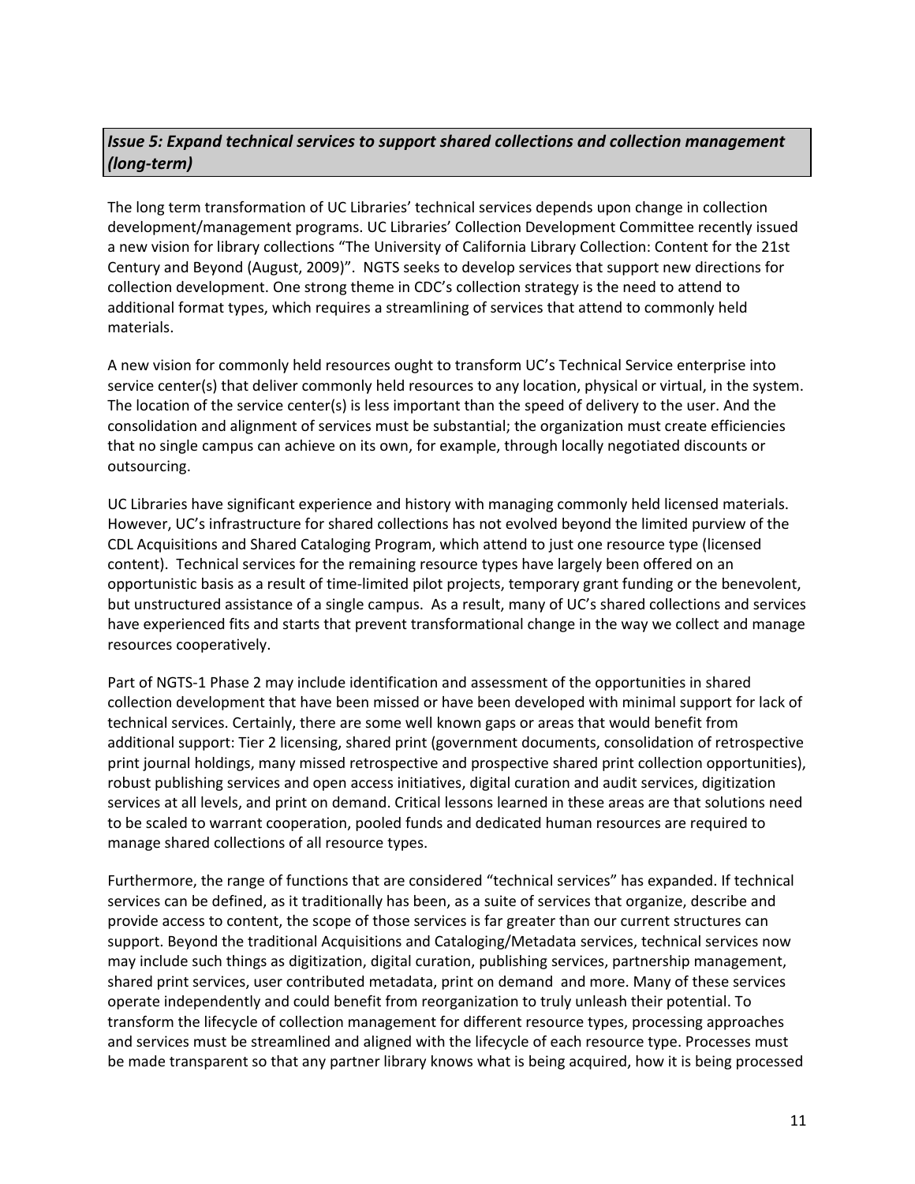### *Issue 5: Expand technical services to support shared collections and collection management (long-term)*

The long term transformation of UC Libraries' technical services depends upon change in collection development/management programs. UC Libraries' Collection Development Committee recently issued a new vision for library collections "The University of California Library Collection: Content for the 21st Century and Beyond (August, 2009)". NGTS seeks to develop services that support new directions for collection development. One strong theme in CDC's collection strategy is the need to attend to additional format types, which requires a streamlining of services that attend to commonly held materials.

A new vision for commonly held resources ought to transform UC's Technical Service enterprise into service center(s) that deliver commonly held resources to any location, physical or virtual, in the system. The location of the service center(s) is less important than the speed of delivery to the user. And the consolidation and alignment of services must be substantial; the organization must create efficiencies that no single campus can achieve on its own, for example, through locally negotiated discounts or outsourcing.

UC Libraries have significant experience and history with managing commonly held licensed materials. However, UC's infrastructure for shared collections has not evolved beyond the limited purview of the CDL Acquisitions and Shared Cataloging Program, which attend to just one resource type (licensed content). Technical services for the remaining resource types have largely been offered on an opportunistic basis as a result of time-limited pilot projects, temporary grant funding or the benevolent, but unstructured assistance of a single campus. As a result, many of UC's shared collections and services have experienced fits and starts that prevent transformational change in the way we collect and manage resources cooperatively.

Part of NGTS-1 Phase 2 may include identification and assessment of the opportunities in shared collection development that have been missed or have been developed with minimal support for lack of technical services. Certainly, there are some well known gaps or areas that would benefit from additional support: Tier 2 licensing, shared print (government documents, consolidation of retrospective print journal holdings, many missed retrospective and prospective shared print collection opportunities), robust publishing services and open access initiatives, digital curation and audit services, digitization services at all levels, and print on demand. Critical lessons learned in these areas are that solutions need to be scaled to warrant cooperation, pooled funds and dedicated human resources are required to manage shared collections of all resource types.

Furthermore, the range of functions that are considered "technical services" has expanded. If technical services can be defined, as it traditionally has been, as a suite of services that organize, describe and provide access to content, the scope of those services is far greater than our current structures can support. Beyond the traditional Acquisitions and Cataloging/Metadata services, technical services now may include such things as digitization, digital curation, publishing services, partnership management, shared print services, user contributed metadata, print on demand and more. Many of these services operate independently and could benefit from reorganization to truly unleash their potential. To transform the lifecycle of collection management for different resource types, processing approaches and services must be streamlined and aligned with the lifecycle of each resource type. Processes must be made transparent so that any partner library knows what is being acquired, how it is being processed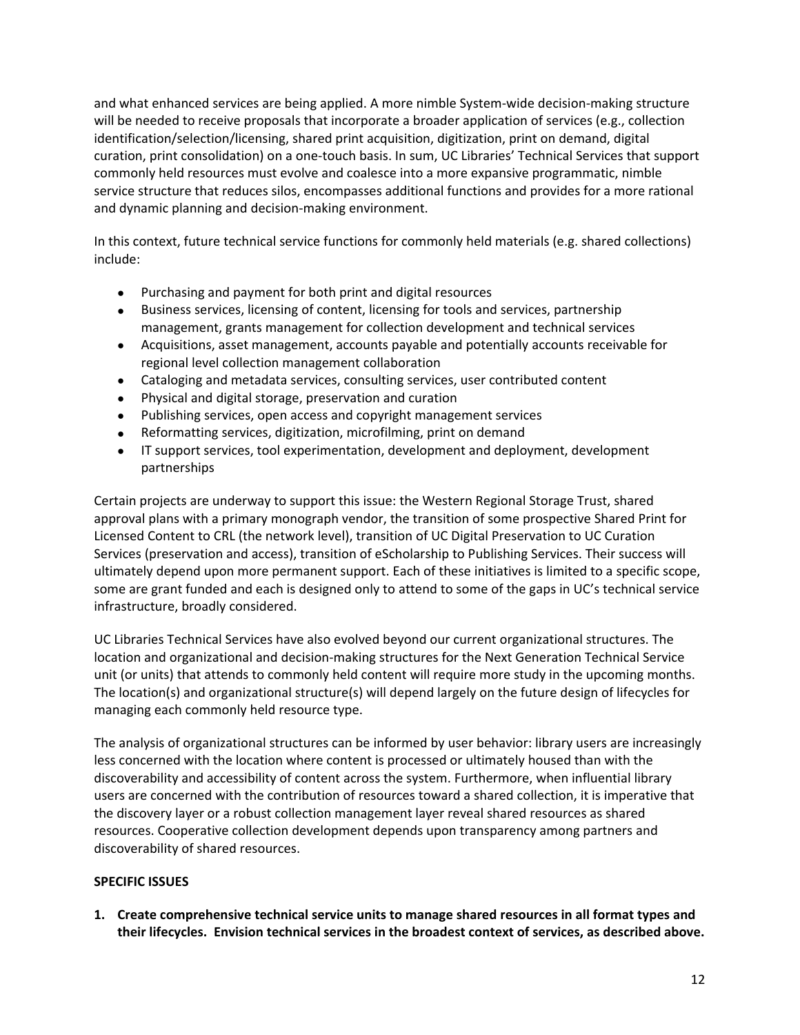and what enhanced services are being applied. A more nimble System-wide decision-making structure will be needed to receive proposals that incorporate a broader application of services (e.g., collection identification/selection/licensing, shared print acquisition, digitization, print on demand, digital curation, print consolidation) on a one-touch basis. In sum, UC Libraries' Technical Services that support commonly held resources must evolve and coalesce into a more expansive programmatic, nimble service structure that reduces silos, encompasses additional functions and provides for a more rational and dynamic planning and decision-making environment.

In this context, future technical service functions for commonly held materials (e.g. shared collections) include:

- Purchasing and payment for both print and digital resources
- Business services, licensing of content, licensing for tools and services, partnership management, grants management for collection development and technical services
- Acquisitions, asset management, accounts payable and potentially accounts receivable for regional level collection management collaboration
- Cataloging and metadata services, consulting services, user contributed content
- Physical and digital storage, preservation and curation
- Publishing services, open access and copyright management services
- Reformatting services, digitization, microfilming, print on demand
- IT support services, tool experimentation, development and deployment, development partnerships

Certain projects are underway to support this issue: the Western Regional Storage Trust, shared approval plans with a primary monograph vendor, the transition of some prospective Shared Print for Licensed Content to CRL (the network level), transition of UC Digital Preservation to UC Curation Services (preservation and access), transition of eScholarship to Publishing Services. Their success will ultimately depend upon more permanent support. Each of these initiatives is limited to a specific scope, some are grant funded and each is designed only to attend to some of the gaps in UC's technical service infrastructure, broadly considered.

UC Libraries Technical Services have also evolved beyond our current organizational structures. The location and organizational and decision-making structures for the Next Generation Technical Service unit (or units) that attends to commonly held content will require more study in the upcoming months. The location(s) and organizational structure(s) will depend largely on the future design of lifecycles for managing each commonly held resource type.

The analysis of organizational structures can be informed by user behavior: library users are increasingly less concerned with the location where content is processed or ultimately housed than with the discoverability and accessibility of content across the system. Furthermore, when influential library users are concerned with the contribution of resources toward a shared collection, it is imperative that the discovery layer or a robust collection management layer reveal shared resources as shared resources. Cooperative collection development depends upon transparency among partners and discoverability of shared resources.

**SPECIFIC ISSUES**

1. **Create comprehensive technical service units to manage shared resources in all format types and their lifecycles. Envision technical services in the broadest context of services, as described above.**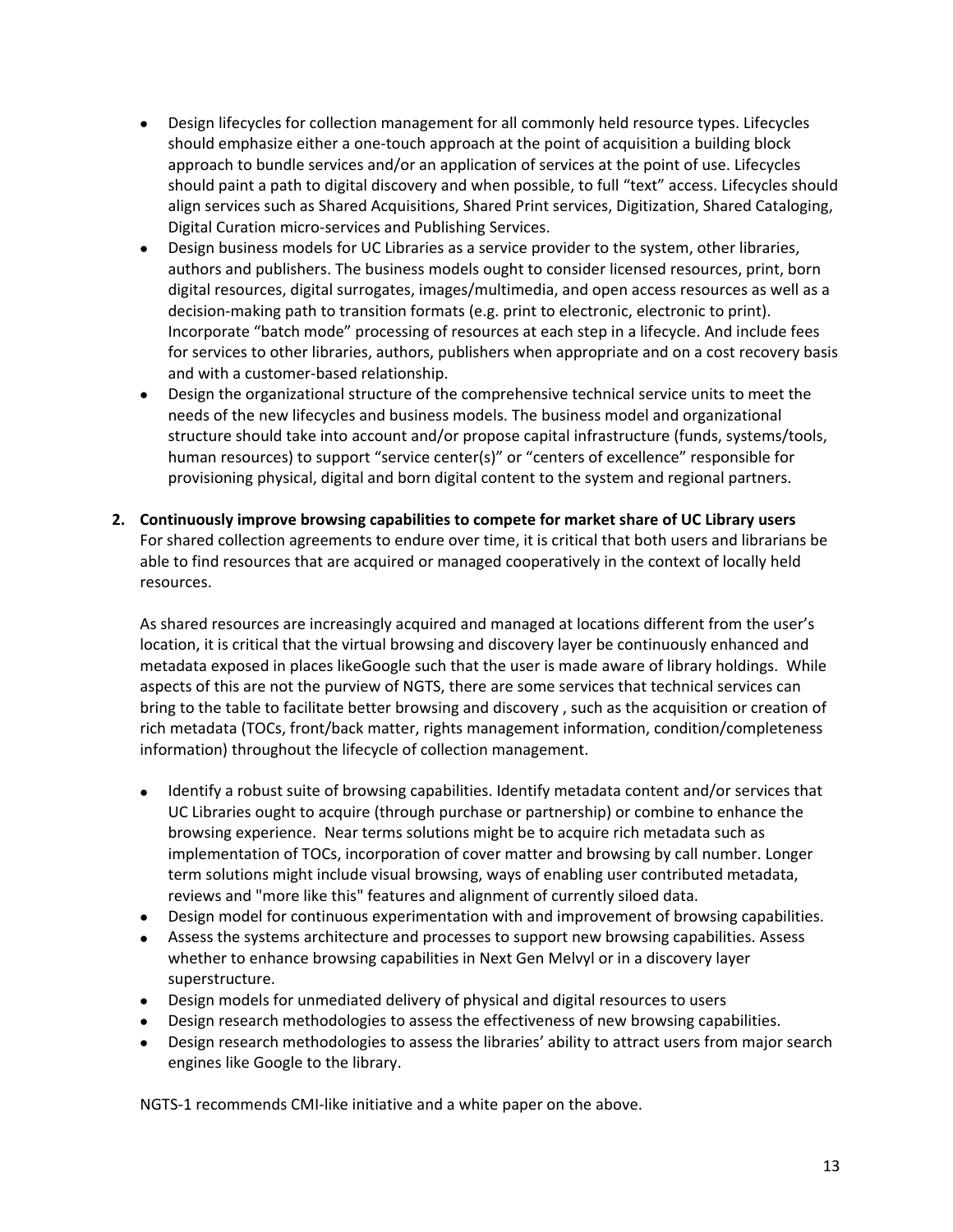- Design lifecycles for collection management for all commonly held resource types. Lifecycles should emphasize either a one-touch approach at the point of acquisition a building block approach to bundle services and/or an application of services at the point of use. Lifecycles should paint a path to digital discovery and when possible, to full "text" access. Lifecycles should align services such as Shared Acquisitions, Shared Print services, Digitization, Shared Cataloging, Digital Curation micro-services and Publishing Services.
- Design business models for UC Libraries as a service provider to the system, other libraries, authors and publishers. The business models ought to consider licensed resources, print, born digital resources, digital surrogates, images/multimedia, and open access resources as well as a decision-making path to transition formats (e.g. print to electronic, electronic to print). Incorporate "batch mode" processing of resources at each step in a lifecycle. And include fees for services to other libraries, authors, publishers when appropriate and on a cost recovery basis and with a customer-based relationship.
- Design the organizational structure of the comprehensive technical service units to meet the needs of the new lifecycles and business models. The business model and organizational structure should take into account and/or propose capital infrastructure (funds, systems/tools, human resources) to support "service center(s)" or "centers of excellence" responsible for provisioning physical, digital and born digital content to the system and regional partners.

**2. Continuously improve browsing capabilities to compete for market share of UC Library users**

For shared collection agreements to endure over time, it is critical that both users and librarians be able to find resources that are acquired or managed cooperatively in the context of locally held resources.

As shared resources are increasingly acquired and managed at locations different from the user's location, it is critical that the virtual browsing and discovery layer be continuously enhanced and metadata exposed in places likeGoogle such that the user is made aware of library holdings. While aspects of this are not the purview of NGTS, there are some services that technical services can bring to the table to facilitate better browsing and discovery , such as the acquisition or creation of rich metadata (TOCs, front/back matter, rights management information, condition/completeness information) throughout the lifecycle of collection management.

- Identify a robust suite of browsing capabilities. Identify metadata content and/or services that UC Libraries ought to acquire (through purchase or partnership) or combine to enhance the browsing experience. Near terms solutions might be to acquire rich metadata such as implementation of TOCs, incorporation of cover matter and browsing by call number. Longer term solutions might include visual browsing, ways of enabling user contributed metadata, reviews and "more like this" features and alignment of currently siloed data.
- Design model for continuous experimentation with and improvement of browsing capabilities.
- Assess the systems architecture and processes to support new browsing capabilities. Assess whether to enhance browsing capabilities in Next Gen Melvyl or in a discovery layer superstructure.
- Design models for unmediated delivery of physical and digital resources to users
- Design research methodologies to assess the effectiveness of new browsing capabilities.
- Design research methodologies to assess the libraries' ability to attract users from major search engines like Google to the library.

NGTS-1 recommends CMI-like initiative and a white paper on the above.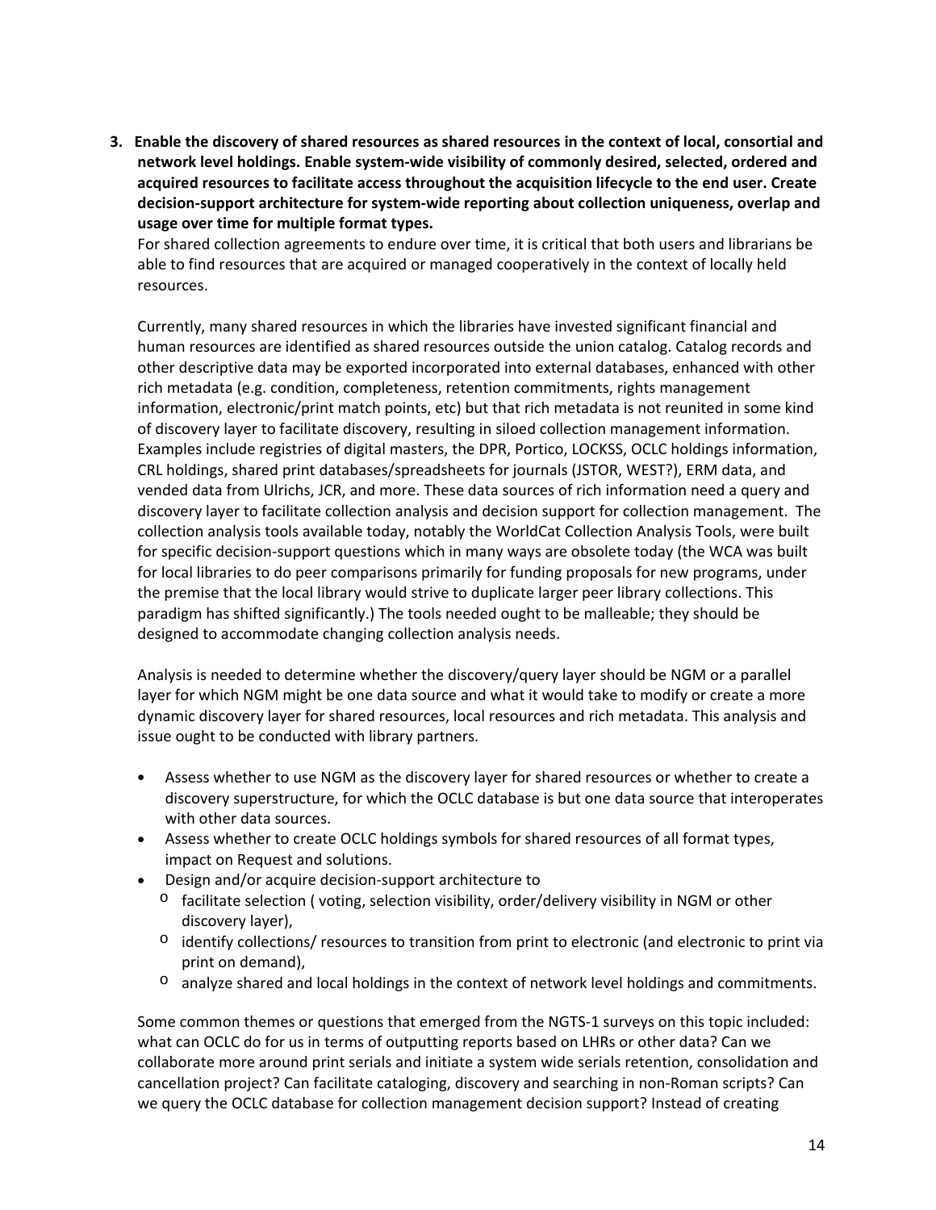3. **Enable the discovery of shared resources as shared resources in the context of local, consortial and network level holdings. Enable system-wide visibility of commonly desired, selected, ordered and acquired resources to facilitate access throughout the acquisition lifecycle to the end user. Create decision-support architecture for system-wide reporting about collection uniqueness, overlap and usage over time for multiple format types.**

   For shared collection agreements to endure over time, it is critical that both users and librarians be able to find resources that are acquired or managed cooperatively in the context of locally held resources.

   Currently, many shared resources in which the libraries have invested significant financial and human resources are identified as shared resources outside the union catalog. Catalog records and other descriptive data may be exported incorporated into external databases, enhanced with other rich metadata (e.g. condition, completeness, retention commitments, rights management information, electronic/print match points, etc) but that rich metadata is not reunited in some kind of discovery layer to facilitate discovery, resulting in siloed collection management information. Examples include registries of digital masters, the DPR, Portico, LOCKSS, OCLC holdings information, CRL holdings, shared print databases/spreadsheets for journals (JSTOR, WEST?), ERM data, and vended data from Ulrichs, JCR, and more. These data sources of rich information need a query and discovery layer to facilitate collection analysis and decision support for collection management. The collection analysis tools available today, notably the WorldCat Collection Analysis Tools, were built for specific decision-support questions which in many ways are obsolete today (the WCA was built for local libraries to do peer comparisons primarily for funding proposals for new programs, under the premise that the local library would strive to duplicate larger peer library collections. This paradigm has shifted significantly.) The tools needed ought to be malleable; they should be designed to accommodate changing collection analysis needs.

   Analysis is needed to determine whether the discovery/query layer should be NGM or a parallel layer for which NGM might be one data source and what it would take to modify or create a more dynamic discovery layer for shared resources, local resources and rich metadata. This analysis and issue ought to be conducted with library partners.

   - Assess whether to use NGM as the discovery layer for shared resources or whether to create a discovery superstructure, for which the OCLC database is but one data source that interoperates with other data sources.
   - Assess whether to create OCLC holdings symbols for shared resources of all format types, impact on Request and solutions.
   - Design and/or acquire decision-support architecture to
     - facilitate selection ( voting, selection visibility, order/delivery visibility in NGM or other discovery layer),
     - identify collections/ resources to transition from print to electronic (and electronic to print via print on demand),
     - analyze shared and local holdings in the context of network level holdings and commitments.

   Some common themes or questions that emerged from the NGTS-1 surveys on this topic included: what can OCLC do for us in terms of outputting reports based on LHRs or other data? Can we collaborate more around print serials and initiate a system wide serials retention, consolidation and cancellation project? Can facilitate cataloging, discovery and searching in non-Roman scripts? Can we query the OCLC database for collection management decision support? Instead of creating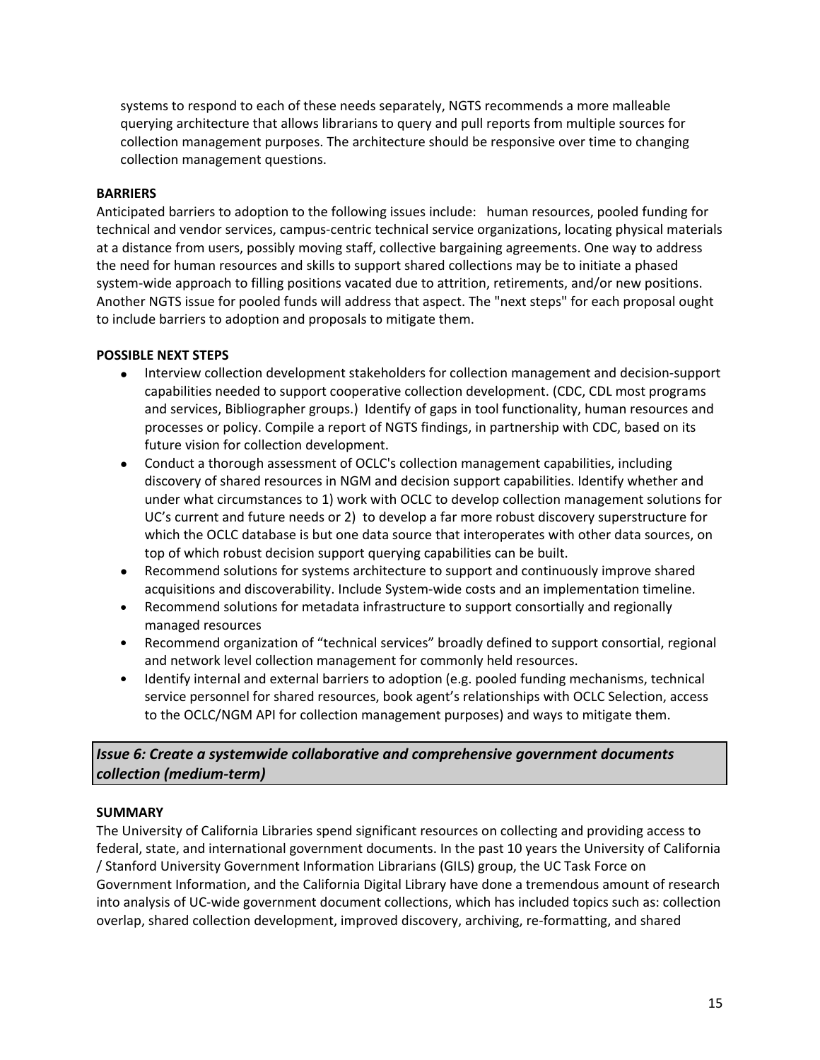systems to respond to each of these needs separately, NGTS recommends a more malleable querying architecture that allows librarians to query and pull reports from multiple sources for collection management purposes. The architecture should be responsive over time to changing collection management questions.

**BARRIERS**

Anticipated barriers to adoption to the following issues include: human resources, pooled funding for technical and vendor services, campus-centric technical service organizations, locating physical materials at a distance from users, possibly moving staff, collective bargaining agreements. One way to address the need for human resources and skills to support shared collections may be to initiate a phased system-wide approach to filling positions vacated due to attrition, retirements, and/or new positions. Another NGTS issue for pooled funds will address that aspect. The "next steps" for each proposal ought to include barriers to adoption and proposals to mitigate them.

**POSSIBLE NEXT STEPS**

- Interview collection development stakeholders for collection management and decision-support capabilities needed to support cooperative collection development. (CDC, CDL most programs and services, Bibliographer groups.) Identify of gaps in tool functionality, human resources and processes or policy. Compile a report of NGTS findings, in partnership with CDC, based on its future vision for collection development.
- Conduct a thorough assessment of OCLC's collection management capabilities, including discovery of shared resources in NGM and decision support capabilities. Identify whether and under what circumstances to 1) work with OCLC to develop collection management solutions for UC's current and future needs or 2) to develop a far more robust discovery superstructure for which the OCLC database is but one data source that interoperates with other data sources, on top of which robust decision support querying capabilities can be built.
- Recommend solutions for systems architecture to support and continuously improve shared acquisitions and discoverability. Include System-wide costs and an implementation timeline.
- Recommend solutions for metadata infrastructure to support consortially and regionally managed resources
- Recommend organization of "technical services" broadly defined to support consortial, regional and network level collection management for commonly held resources.
- Identify internal and external barriers to adoption (e.g. pooled funding mechanisms, technical service personnel for shared resources, book agent's relationships with OCLC Selection, access to the OCLC/NGM API for collection management purposes) and ways to mitigate them.

### *Issue 6: Create a systemwide collaborative and comprehensive government documents collection (medium-term)*

**SUMMARY**

The University of California Libraries spend significant resources on collecting and providing access to federal, state, and international government documents. In the past 10 years the University of California / Stanford University Government Information Librarians (GILS) group, the UC Task Force on Government Information, and the California Digital Library have done a tremendous amount of research into analysis of UC-wide government document collections, which has included topics such as: collection overlap, shared collection development, improved discovery, archiving, re-formatting, and shared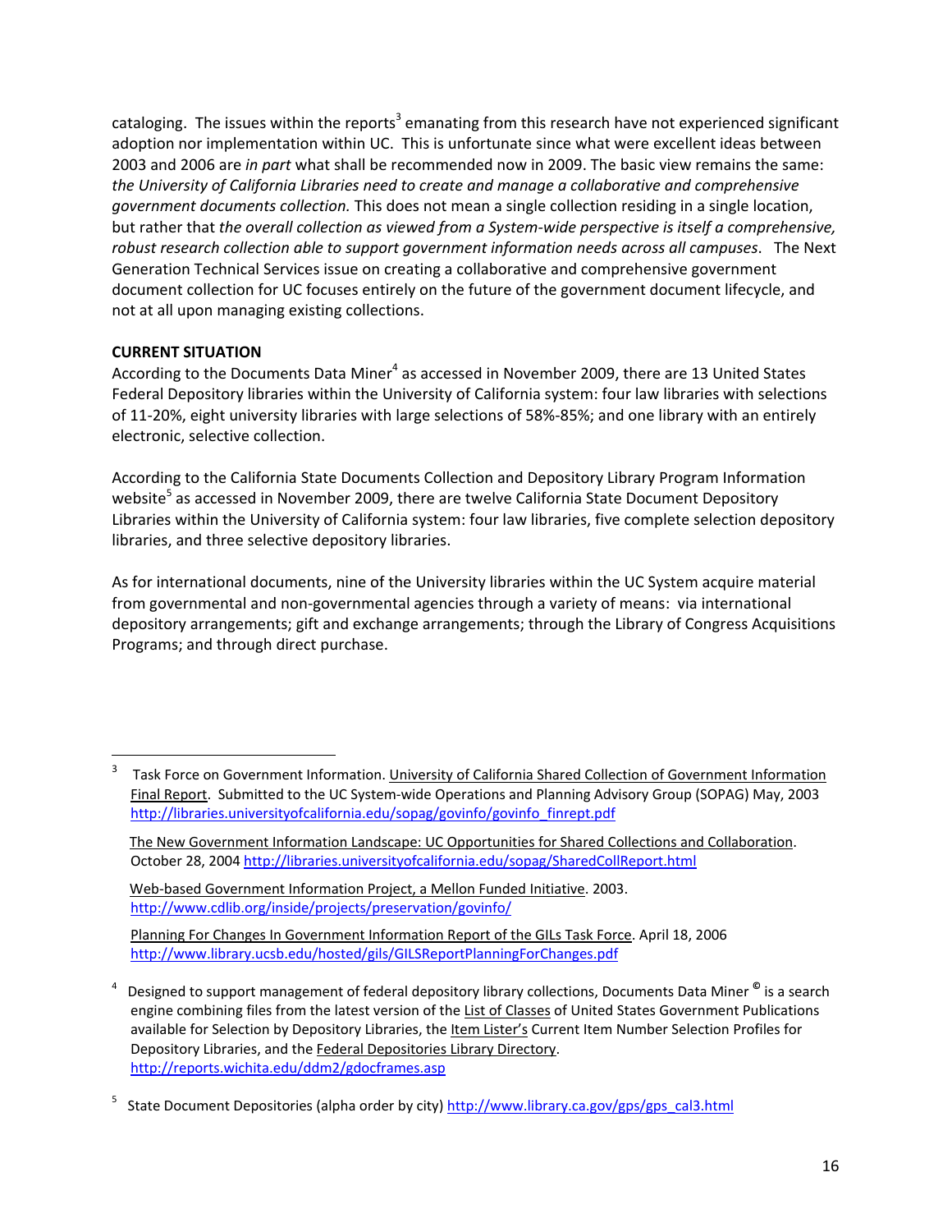cataloging. The issues within the reports[3] emanating from this research have not experienced significant adoption nor implementation within UC. This is unfortunate since what were excellent ideas between 2003 and 2006 are *in part* what shall be recommended now in 2009. The basic view remains the same: *the University of California Libraries need to create and manage a collaborative and comprehensive government documents collection.* This does not mean a single collection residing in a single location, but rather that *the overall collection as viewed from a System-wide perspective is itself a comprehensive, robust research collection able to support government information needs across all campuses*. The Next Generation Technical Services issue on creating a collaborative and comprehensive government document collection for UC focuses entirely on the future of the government document lifecycle, and not at all upon managing existing collections.

**CURRENT SITUATION**

According to the Documents Data Miner[4] as accessed in November 2009, there are 13 United States Federal Depository libraries within the University of California system: four law libraries with selections of 11-20%, eight university libraries with large selections of 58%-85%; and one library with an entirely electronic, selective collection.

According to the California State Documents Collection and Depository Library Program Information website[5] as accessed in November 2009, there are twelve California State Document Depository Libraries within the University of California system: four law libraries, five complete selection depository libraries, and three selective depository libraries.

As for international documents, nine of the University libraries within the UC System acquire material from governmental and non-governmental agencies through a variety of means: via international depository arrangements; gift and exchange arrangements; through the Library of Congress Acquisitions Programs; and through direct purchase.

---

[3] Task Force on Government Information. University of California Shared Collection of Government Information Final Report. Submitted to the UC System-wide Operations and Planning Advisory Group (SOPAG) May, 2003 http://libraries.universityofcalifornia.edu/sopag/govinfo/govinfo_finrept.pdf

The New Government Information Landscape: UC Opportunities for Shared Collections and Collaboration. October 28, 2004 http://libraries.universityofcalifornia.edu/sopag/SharedCollReport.html

Web-based Government Information Project, a Mellon Funded Initiative. 2003. http://www.cdlib.org/inside/projects/preservation/govinfo/

Planning For Changes In Government Information Report of the GILs Task Force. April 18, 2006 http://www.library.ucsb.edu/hosted/gils/GILSReportPlanningForChanges.pdf

[4] Designed to support management of federal depository library collections, Documents Data Miner © is a search engine combining files from the latest version of the List of Classes of United States Government Publications available for Selection by Depository Libraries, the Item Lister's Current Item Number Selection Profiles for Depository Libraries, and the Federal Depositories Library Directory. http://reports.wichita.edu/ddm2/gdocframes.asp

[5] State Document Depositories (alpha order by city) http://www.library.ca.gov/gps/gps_cal3.html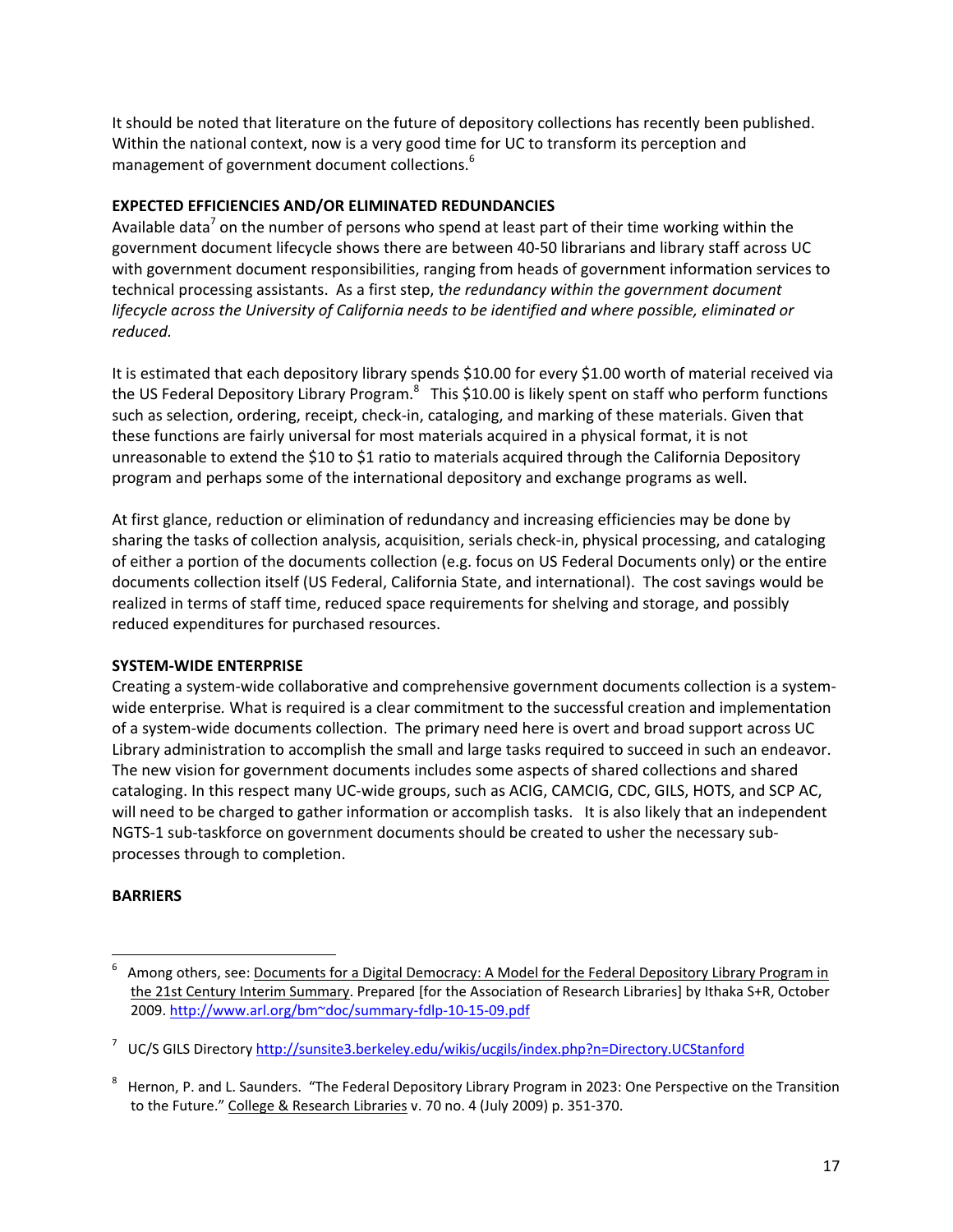It should be noted that literature on the future of depository collections has recently been published. Within the national context, now is a very good time for UC to transform its perception and management of government document collections.[6]

**EXPECTED EFFICIENCIES AND/OR ELIMINATED REDUNDANCIES**

Available data[7] on the number of persons who spend at least part of their time working within the government document lifecycle shows there are between 40-50 librarians and library staff across UC with government document responsibilities, ranging from heads of government information services to technical processing assistants. As a first step, t*he redundancy within the government document lifecycle across the University of California needs to be identified and where possible, eliminated or reduced.*

It is estimated that each depository library spends $10.00 for every $1.00 worth of material received via the US Federal Depository Library Program.[8] This $10.00 is likely spent on staff who perform functions such as selection, ordering, receipt, check-in, cataloging, and marking of these materials. Given that these functions are fairly universal for most materials acquired in a physical format, it is not unreasonable to extend the $10 to $1 ratio to materials acquired through the California Depository program and perhaps some of the international depository and exchange programs as well.

At first glance, reduction or elimination of redundancy and increasing efficiencies may be done by sharing the tasks of collection analysis, acquisition, serials check-in, physical processing, and cataloging of either a portion of the documents collection (e.g. focus on US Federal Documents only) or the entire documents collection itself (US Federal, California State, and international). The cost savings would be realized in terms of staff time, reduced space requirements for shelving and storage, and possibly reduced expenditures for purchased resources.

**SYSTEM-WIDE ENTERPRISE**

Creating a system-wide collaborative and comprehensive government documents collection is a system-wide enterprise*.* What is required is a clear commitment to the successful creation and implementation of a system-wide documents collection. The primary need here is overt and broad support across UC Library administration to accomplish the small and large tasks required to succeed in such an endeavor. The new vision for government documents includes some aspects of shared collections and shared cataloging. In this respect many UC-wide groups, such as ACIG, CAMCIG, CDC, GILS, HOTS, and SCP AC, will need to be charged to gather information or accomplish tasks. It is also likely that an independent NGTS-1 sub-taskforce on government documents should be created to usher the necessary sub-processes through to completion.

**BARRIERS**

---

[6] Among others, see: Documents for a Digital Democracy: A Model for the Federal Depository Library Program in the 21st Century Interim Summary. Prepared [for the Association of Research Libraries] by Ithaka S+R, October 2009. http://www.arl.org/bm~doc/summary-fdlp-10-15-09.pdf

[7] UC/S GILS Directory http://sunsite3.berkeley.edu/wikis/ucgils/index.php?n=Directory.UCStanford

[8] Hernon, P. and L. Saunders. "The Federal Depository Library Program in 2023: One Perspective on the Transition to the Future." College & Research Libraries v. 70 no. 4 (July 2009) p. 351-370.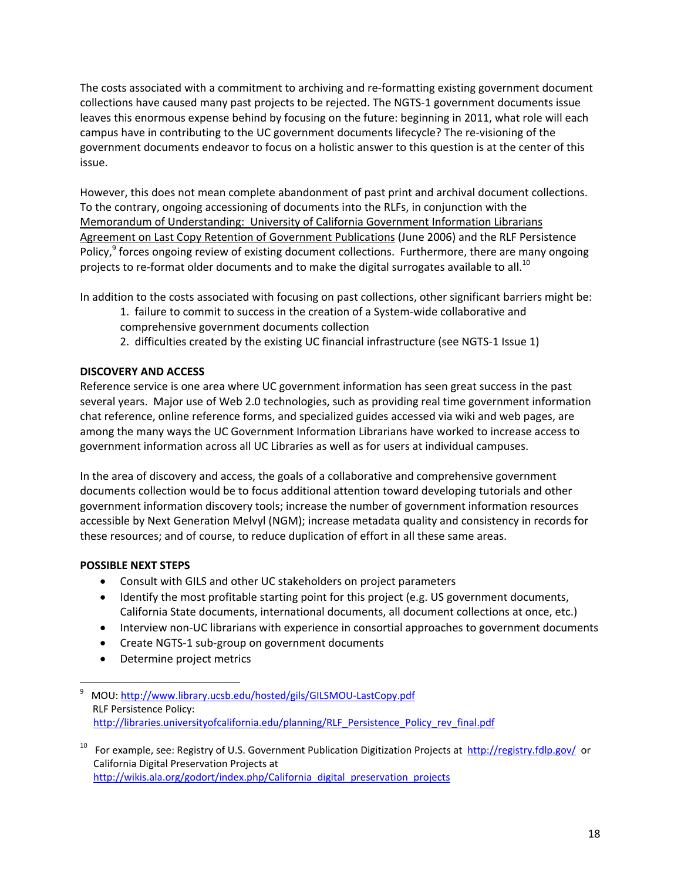The costs associated with a commitment to archiving and re-formatting existing government document collections have caused many past projects to be rejected. The NGTS-1 government documents issue leaves this enormous expense behind by focusing on the future: beginning in 2011, what role will each campus have in contributing to the UC government documents lifecycle? The re-visioning of the government documents endeavor to focus on a holistic answer to this question is at the center of this issue.

However, this does not mean complete abandonment of past print and archival document collections. To the contrary, ongoing accessioning of documents into the RLFs, in conjunction with the Memorandum of Understanding: University of California Government Information Librarians Agreement on Last Copy Retention of Government Publications (June 2006) and the RLF Persistence Policy,[9] forces ongoing review of existing document collections. Furthermore, there are many ongoing projects to re-format older documents and to make the digital surrogates available to all.[10]

In addition to the costs associated with focusing on past collections, other significant barriers might be:

1. failure to commit to success in the creation of a System-wide collaborative and comprehensive government documents collection
2. difficulties created by the existing UC financial infrastructure (see NGTS-1 Issue 1)

**DISCOVERY AND ACCESS**

Reference service is one area where UC government information has seen great success in the past several years. Major use of Web 2.0 technologies, such as providing real time government information chat reference, online reference forms, and specialized guides accessed via wiki and web pages, are among the many ways the UC Government Information Librarians have worked to increase access to government information across all UC Libraries as well as for users at individual campuses.

In the area of discovery and access, the goals of a collaborative and comprehensive government documents collection would be to focus additional attention toward developing tutorials and other government information discovery tools; increase the number of government information resources accessible by Next Generation Melvyl (NGM); increase metadata quality and consistency in records for these resources; and of course, to reduce duplication of effort in all these same areas.

**POSSIBLE NEXT STEPS**

- Consult with GILS and other UC stakeholders on project parameters
- Identify the most profitable starting point for this project (e.g. US government documents, California State documents, international documents, all document collections at once, etc.)
- Interview non-UC librarians with experience in consortial approaches to government documents
- Create NGTS-1 sub-group on government documents
- Determine project metrics

---

[9] MOU: http://www.library.ucsb.edu/hosted/gils/GILSMOU-LastCopy.pdf
RLF Persistence Policy:
http://libraries.universityofcalifornia.edu/planning/RLF_Persistence_Policy_rev_final.pdf

[10] For example, see: Registry of U.S. Government Publication Digitization Projects at http://registry.fdlp.gov/ or California Digital Preservation Projects at
http://wikis.ala.org/godort/index.php/California_digital_preservation_projects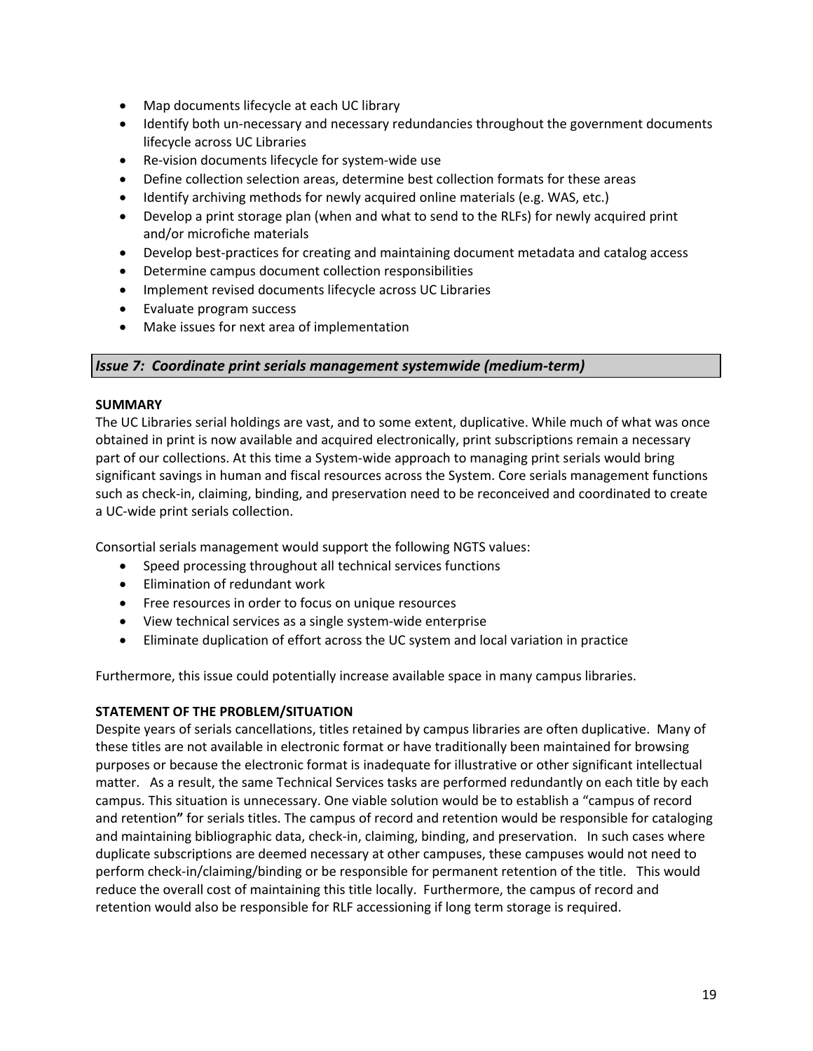- Map documents lifecycle at each UC library
- Identify both un-necessary and necessary redundancies throughout the government documents lifecycle across UC Libraries
- Re-vision documents lifecycle for system-wide use
- Define collection selection areas, determine best collection formats for these areas
- Identify archiving methods for newly acquired online materials (e.g. WAS, etc.)
- Develop a print storage plan (when and what to send to the RLFs) for newly acquired print and/or microfiche materials
- Develop best-practices for creating and maintaining document metadata and catalog access
- Determine campus document collection responsibilities
- Implement revised documents lifecycle across UC Libraries
- Evaluate program success
- Make issues for next area of implementation

## *Issue 7: Coordinate print serials management systemwide (medium-term)*

**SUMMARY**

The UC Libraries serial holdings are vast, and to some extent, duplicative. While much of what was once obtained in print is now available and acquired electronically, print subscriptions remain a necessary part of our collections. At this time a System-wide approach to managing print serials would bring significant savings in human and fiscal resources across the System. Core serials management functions such as check-in, claiming, binding, and preservation need to be reconceived and coordinated to create a UC-wide print serials collection.

Consortial serials management would support the following NGTS values:

- Speed processing throughout all technical services functions
- Elimination of redundant work
- Free resources in order to focus on unique resources
- View technical services as a single system-wide enterprise
- Eliminate duplication of effort across the UC system and local variation in practice

Furthermore, this issue could potentially increase available space in many campus libraries.

**STATEMENT OF THE PROBLEM/SITUATION**

Despite years of serials cancellations, titles retained by campus libraries are often duplicative. Many of these titles are not available in electronic format or have traditionally been maintained for browsing purposes or because the electronic format is inadequate for illustrative or other significant intellectual matter. As a result, the same Technical Services tasks are performed redundantly on each title by each campus. This situation is unnecessary. One viable solution would be to establish a "campus of record and retention**"** for serials titles. The campus of record and retention would be responsible for cataloging and maintaining bibliographic data, check-in, claiming, binding, and preservation. In such cases where duplicate subscriptions are deemed necessary at other campuses, these campuses would not need to perform check-in/claiming/binding or be responsible for permanent retention of the title. This would reduce the overall cost of maintaining this title locally. Furthermore, the campus of record and retention would also be responsible for RLF accessioning if long term storage is required.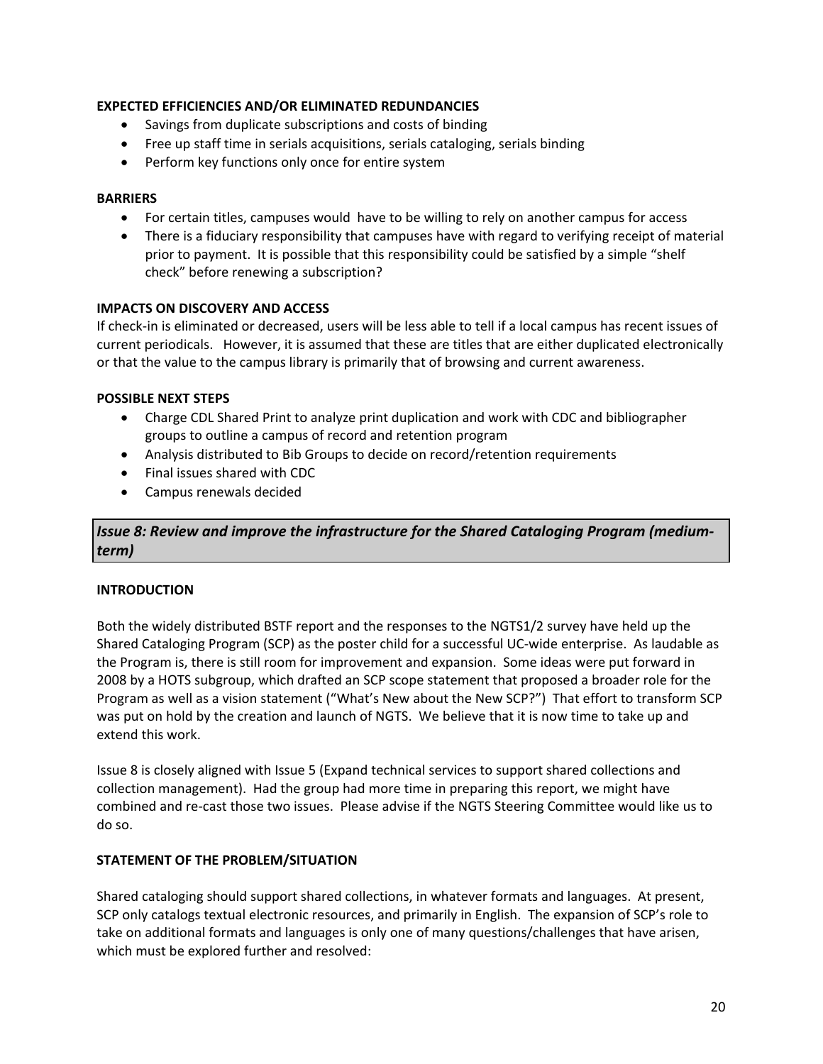**EXPECTED EFFICIENCIES AND/OR ELIMINATED REDUNDANCIES**

- Savings from duplicate subscriptions and costs of binding
- Free up staff time in serials acquisitions, serials cataloging, serials binding
- Perform key functions only once for entire system

**BARRIERS**

- For certain titles, campuses would have to be willing to rely on another campus for access
- There is a fiduciary responsibility that campuses have with regard to verifying receipt of material prior to payment. It is possible that this responsibility could be satisfied by a simple "shelf check" before renewing a subscription?

**IMPACTS ON DISCOVERY AND ACCESS**

If check-in is eliminated or decreased, users will be less able to tell if a local campus has recent issues of current periodicals. However, it is assumed that these are titles that are either duplicated electronically or that the value to the campus library is primarily that of browsing and current awareness.

**POSSIBLE NEXT STEPS**

- Charge CDL Shared Print to analyze print duplication and work with CDC and bibliographer groups to outline a campus of record and retention program
- Analysis distributed to Bib Groups to decide on record/retention requirements
- Final issues shared with CDC
- Campus renewals decided

## *Issue 8: Review and improve the infrastructure for the Shared Cataloging Program (medium-term)*

**INTRODUCTION**

Both the widely distributed BSTF report and the responses to the NGTS1/2 survey have held up the Shared Cataloging Program (SCP) as the poster child for a successful UC-wide enterprise. As laudable as the Program is, there is still room for improvement and expansion. Some ideas were put forward in 2008 by a HOTS subgroup, which drafted an SCP scope statement that proposed a broader role for the Program as well as a vision statement ("What's New about the New SCP?") That effort to transform SCP was put on hold by the creation and launch of NGTS. We believe that it is now time to take up and extend this work.

Issue 8 is closely aligned with Issue 5 (Expand technical services to support shared collections and collection management). Had the group had more time in preparing this report, we might have combined and re-cast those two issues. Please advise if the NGTS Steering Committee would like us to do so.

**STATEMENT OF THE PROBLEM/SITUATION**

Shared cataloging should support shared collections, in whatever formats and languages. At present, SCP only catalogs textual electronic resources, and primarily in English. The expansion of SCP's role to take on additional formats and languages is only one of many questions/challenges that have arisen, which must be explored further and resolved: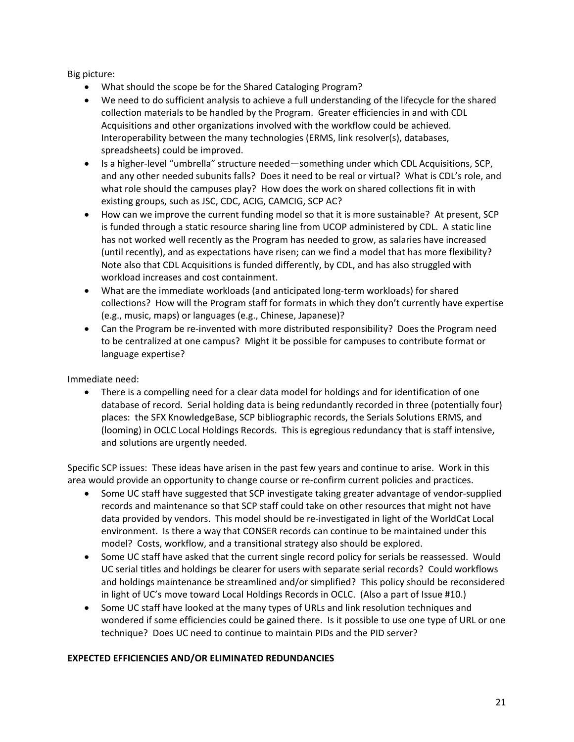Big picture:

- What should the scope be for the Shared Cataloging Program?
- We need to do sufficient analysis to achieve a full understanding of the lifecycle for the shared collection materials to be handled by the Program. Greater efficiencies in and with CDL Acquisitions and other organizations involved with the workflow could be achieved. Interoperability between the many technologies (ERMS, link resolver(s), databases, spreadsheets) could be improved.
- Is a higher-level "umbrella" structure needed—something under which CDL Acquisitions, SCP, and any other needed subunits falls? Does it need to be real or virtual? What is CDL's role, and what role should the campuses play? How does the work on shared collections fit in with existing groups, such as JSC, CDC, ACIG, CAMCIG, SCP AC?
- How can we improve the current funding model so that it is more sustainable? At present, SCP is funded through a static resource sharing line from UCOP administered by CDL. A static line has not worked well recently as the Program has needed to grow, as salaries have increased (until recently), and as expectations have risen; can we find a model that has more flexibility? Note also that CDL Acquisitions is funded differently, by CDL, and has also struggled with workload increases and cost containment.
- What are the immediate workloads (and anticipated long-term workloads) for shared collections? How will the Program staff for formats in which they don't currently have expertise (e.g., music, maps) or languages (e.g., Chinese, Japanese)?
- Can the Program be re-invented with more distributed responsibility? Does the Program need to be centralized at one campus? Might it be possible for campuses to contribute format or language expertise?

Immediate need:

- There is a compelling need for a clear data model for holdings and for identification of one database of record. Serial holding data is being redundantly recorded in three (potentially four) places: the SFX KnowledgeBase, SCP bibliographic records, the Serials Solutions ERMS, and (looming) in OCLC Local Holdings Records. This is egregious redundancy that is staff intensive, and solutions are urgently needed.

Specific SCP issues: These ideas have arisen in the past few years and continue to arise. Work in this area would provide an opportunity to change course or re-confirm current policies and practices.

- Some UC staff have suggested that SCP investigate taking greater advantage of vendor-supplied records and maintenance so that SCP staff could take on other resources that might not have data provided by vendors. This model should be re-investigated in light of the WorldCat Local environment. Is there a way that CONSER records can continue to be maintained under this model? Costs, workflow, and a transitional strategy also should be explored.
- Some UC staff have asked that the current single record policy for serials be reassessed. Would UC serial titles and holdings be clearer for users with separate serial records? Could workflows and holdings maintenance be streamlined and/or simplified? This policy should be reconsidered in light of UC's move toward Local Holdings Records in OCLC. (Also a part of Issue #10.)
- Some UC staff have looked at the many types of URLs and link resolution techniques and wondered if some efficiencies could be gained there. Is it possible to use one type of URL or one technique? Does UC need to continue to maintain PIDs and the PID server?

**EXPECTED EFFICIENCIES AND/OR ELIMINATED REDUNDANCIES**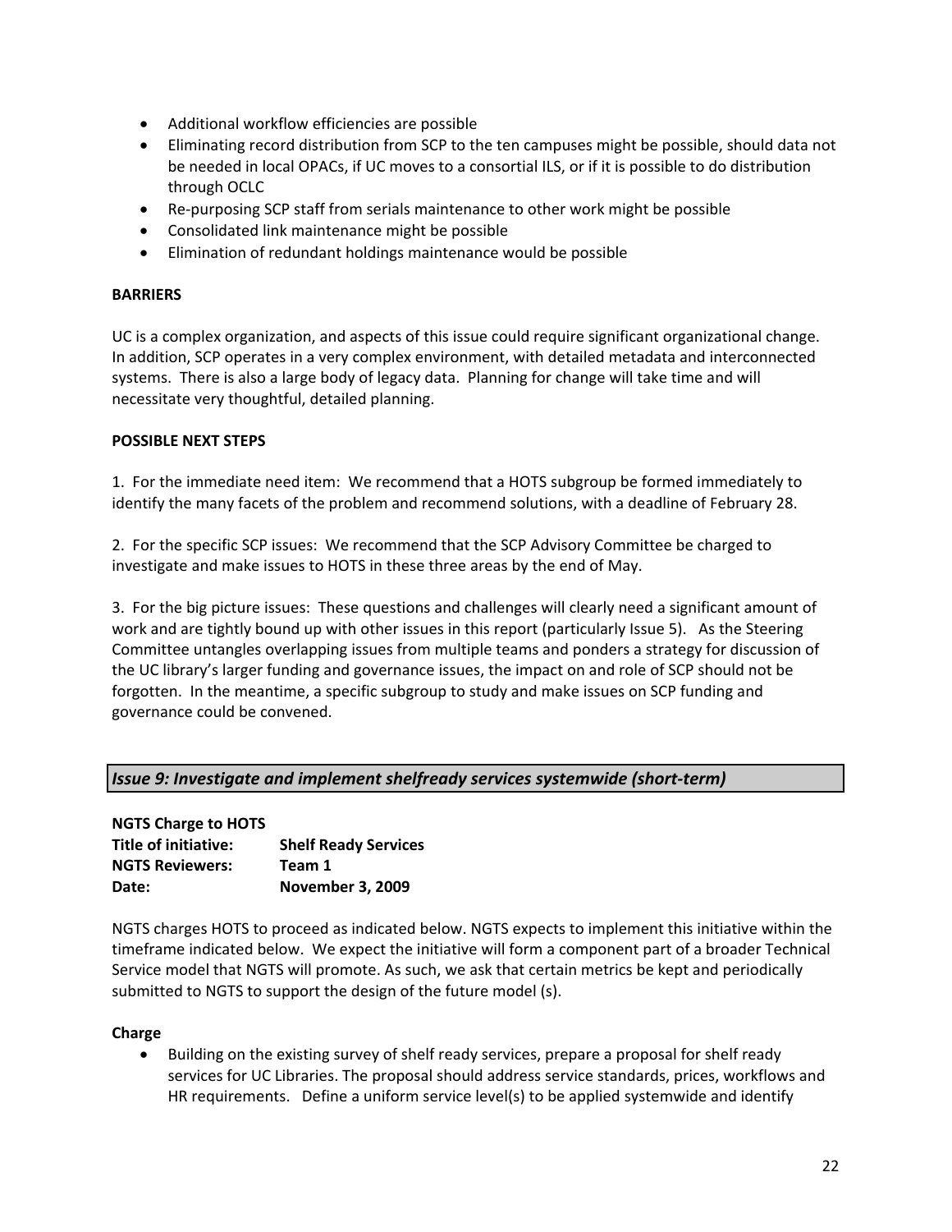- Additional workflow efficiencies are possible
- Eliminating record distribution from SCP to the ten campuses might be possible, should data not be needed in local OPACs, if UC moves to a consortial ILS, or if it is possible to do distribution through OCLC
- Re-purposing SCP staff from serials maintenance to other work might be possible
- Consolidated link maintenance might be possible
- Elimination of redundant holdings maintenance would be possible

**BARRIERS**

UC is a complex organization, and aspects of this issue could require significant organizational change. In addition, SCP operates in a very complex environment, with detailed metadata and interconnected systems. There is also a large body of legacy data. Planning for change will take time and will necessitate very thoughtful, detailed planning.

**POSSIBLE NEXT STEPS**

1. For the immediate need item: We recommend that a HOTS subgroup be formed immediately to identify the many facets of the problem and recommend solutions, with a deadline of February 28.

2. For the specific SCP issues: We recommend that the SCP Advisory Committee be charged to investigate and make issues to HOTS in these three areas by the end of May.

3. For the big picture issues: These questions and challenges will clearly need a significant amount of work and are tightly bound up with other issues in this report (particularly Issue 5). As the Steering Committee untangles overlapping issues from multiple teams and ponders a strategy for discussion of the UC library's larger funding and governance issues, the impact on and role of SCP should not be forgotten. In the meantime, a specific subgroup to study and make issues on SCP funding and governance could be convened.

## *Issue 9: Investigate and implement shelfready services systemwide (short-term)*

**NGTS Charge to HOTS**
**Title of initiative:** **Shelf Ready Services**
**NGTS Reviewers:** **Team 1**
**Date:** **November 3, 2009**

NGTS charges HOTS to proceed as indicated below. NGTS expects to implement this initiative within the timeframe indicated below. We expect the initiative will form a component part of a broader Technical Service model that NGTS will promote. As such, we ask that certain metrics be kept and periodically submitted to NGTS to support the design of the future model (s).

**Charge**

- Building on the existing survey of shelf ready services, prepare a proposal for shelf ready services for UC Libraries. The proposal should address service standards, prices, workflows and HR requirements. Define a uniform service level(s) to be applied systemwide and identify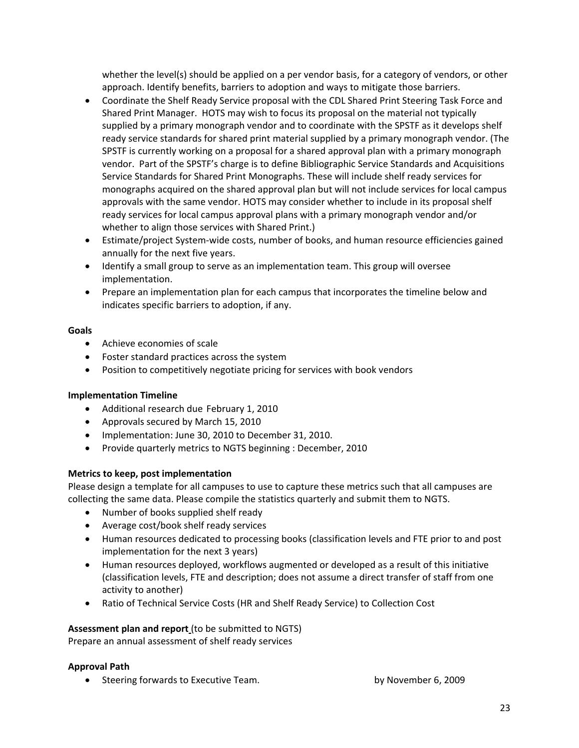whether the level(s) should be applied on a per vendor basis, for a category of vendors, or other approach. Identify benefits, barriers to adoption and ways to mitigate those barriers.

- Coordinate the Shelf Ready Service proposal with the CDL Shared Print Steering Task Force and Shared Print Manager. HOTS may wish to focus its proposal on the material not typically supplied by a primary monograph vendor and to coordinate with the SPSTF as it develops shelf ready service standards for shared print material supplied by a primary monograph vendor. (The SPSTF is currently working on a proposal for a shared approval plan with a primary monograph vendor. Part of the SPSTF's charge is to define Bibliographic Service Standards and Acquisitions Service Standards for Shared Print Monographs. These will include shelf ready services for monographs acquired on the shared approval plan but will not include services for local campus approvals with the same vendor. HOTS may consider whether to include in its proposal shelf ready services for local campus approval plans with a primary monograph vendor and/or whether to align those services with Shared Print.)
- Estimate/project System-wide costs, number of books, and human resource efficiencies gained annually for the next five years.
- Identify a small group to serve as an implementation team. This group will oversee implementation.
- Prepare an implementation plan for each campus that incorporates the timeline below and indicates specific barriers to adoption, if any.

**Goals**

- Achieve economies of scale
- Foster standard practices across the system
- Position to competitively negotiate pricing for services with book vendors

**Implementation Timeline**

- Additional research due February 1, 2010
- Approvals secured by March 15, 2010
- Implementation: June 30, 2010 to December 31, 2010.
- Provide quarterly metrics to NGTS beginning : December, 2010

**Metrics to keep, post implementation**

Please design a template for all campuses to use to capture these metrics such that all campuses are collecting the same data. Please compile the statistics quarterly and submit them to NGTS.

- Number of books supplied shelf ready
- Average cost/book shelf ready services
- Human resources dedicated to processing books (classification levels and FTE prior to and post implementation for the next 3 years)
- Human resources deployed, workflows augmented or developed as a result of this initiative (classification levels, FTE and description; does not assume a direct transfer of staff from one activity to another)
- Ratio of Technical Service Costs (HR and Shelf Ready Service) to Collection Cost

**Assessment plan and report** (to be submitted to NGTS)

Prepare an annual assessment of shelf ready services

**Approval Path**

- Steering forwards to Executive Team. by November 6, 2009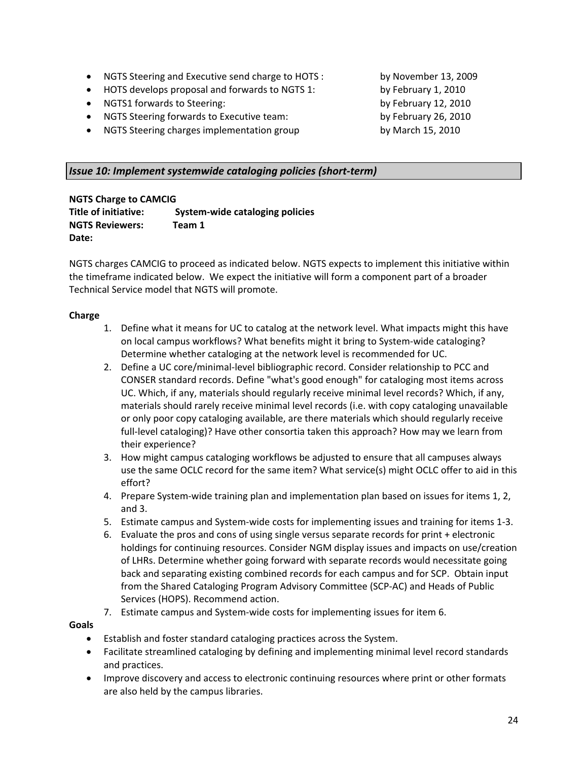- NGTS Steering and Executive send charge to HOTS : by November 13, 2009
- HOTS develops proposal and forwards to NGTS 1: by February 1, 2010
- NGTS1 forwards to Steering: by February 12, 2010
- NGTS Steering forwards to Executive team: by February 26, 2010
- NGTS Steering charges implementation group by March 15, 2010

## *Issue 10: Implement systemwide cataloging policies (short-term)*

**NGTS Charge to CAMCIG**
**Title of initiative:** **System-wide cataloging policies**
**NGTS Reviewers:** **Team 1**
**Date:**

NGTS charges CAMCIG to proceed as indicated below. NGTS expects to implement this initiative within the timeframe indicated below. We expect the initiative will form a component part of a broader Technical Service model that NGTS will promote.

**Charge**

1. Define what it means for UC to catalog at the network level. What impacts might this have on local campus workflows? What benefits might it bring to System-wide cataloging? Determine whether cataloging at the network level is recommended for UC.
2. Define a UC core/minimal-level bibliographic record. Consider relationship to PCC and CONSER standard records. Define "what's good enough" for cataloging most items across UC. Which, if any, materials should regularly receive minimal level records? Which, if any, materials should rarely receive minimal level records (i.e. with copy cataloging unavailable or only poor copy cataloging available, are there materials which should regularly receive full-level cataloging)? Have other consortia taken this approach? How may we learn from their experience?
3. How might campus cataloging workflows be adjusted to ensure that all campuses always use the same OCLC record for the same item? What service(s) might OCLC offer to aid in this effort?
4. Prepare System-wide training plan and implementation plan based on issues for items 1, 2, and 3.
5. Estimate campus and System-wide costs for implementing issues and training for items 1-3.
6. Evaluate the pros and cons of using single versus separate records for print + electronic holdings for continuing resources. Consider NGM display issues and impacts on use/creation of LHRs. Determine whether going forward with separate records would necessitate going back and separating existing combined records for each campus and for SCP. Obtain input from the Shared Cataloging Program Advisory Committee (SCP-AC) and Heads of Public Services (HOPS). Recommend action.
7. Estimate campus and System-wide costs for implementing issues for item 6.

**Goals**

- Establish and foster standard cataloging practices across the System.
- Facilitate streamlined cataloging by defining and implementing minimal level record standards and practices.
- Improve discovery and access to electronic continuing resources where print or other formats are also held by the campus libraries.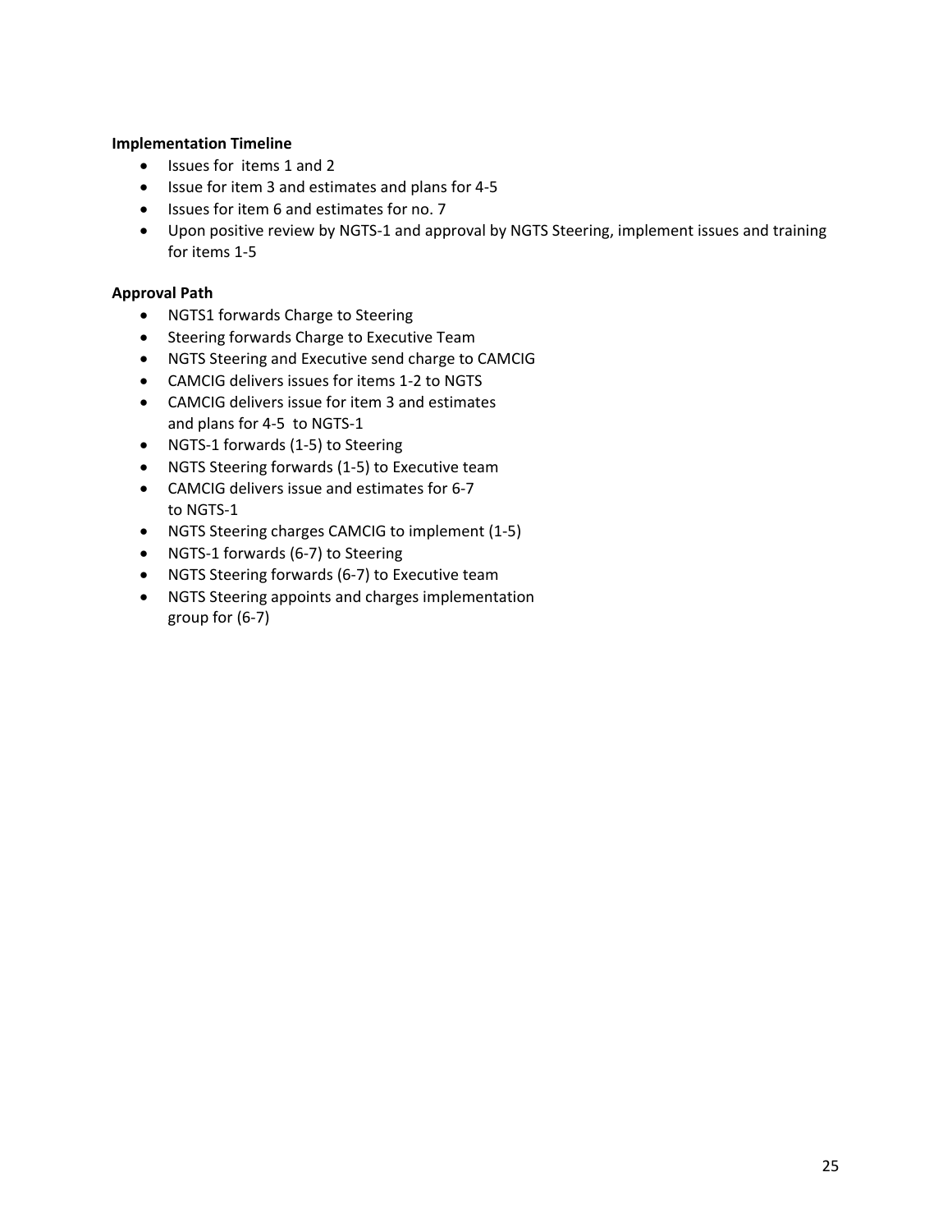**Implementation Timeline**

- Issues for items 1 and 2
- Issue for item 3 and estimates and plans for 4-5
- Issues for item 6 and estimates for no. 7
- Upon positive review by NGTS-1 and approval by NGTS Steering, implement issues and training for items 1-5

**Approval Path**

- NGTS1 forwards Charge to Steering
- Steering forwards Charge to Executive Team
- NGTS Steering and Executive send charge to CAMCIG
- CAMCIG delivers issues for items 1-2 to NGTS
- CAMCIG delivers issue for item 3 and estimates and plans for 4-5 to NGTS-1
- NGTS-1 forwards (1-5) to Steering
- NGTS Steering forwards (1-5) to Executive team
- CAMCIG delivers issue and estimates for 6-7 to NGTS-1
- NGTS Steering charges CAMCIG to implement (1-5)
- NGTS-1 forwards (6-7) to Steering
- NGTS Steering forwards (6-7) to Executive team
- NGTS Steering appoints and charges implementation group for (6-7)